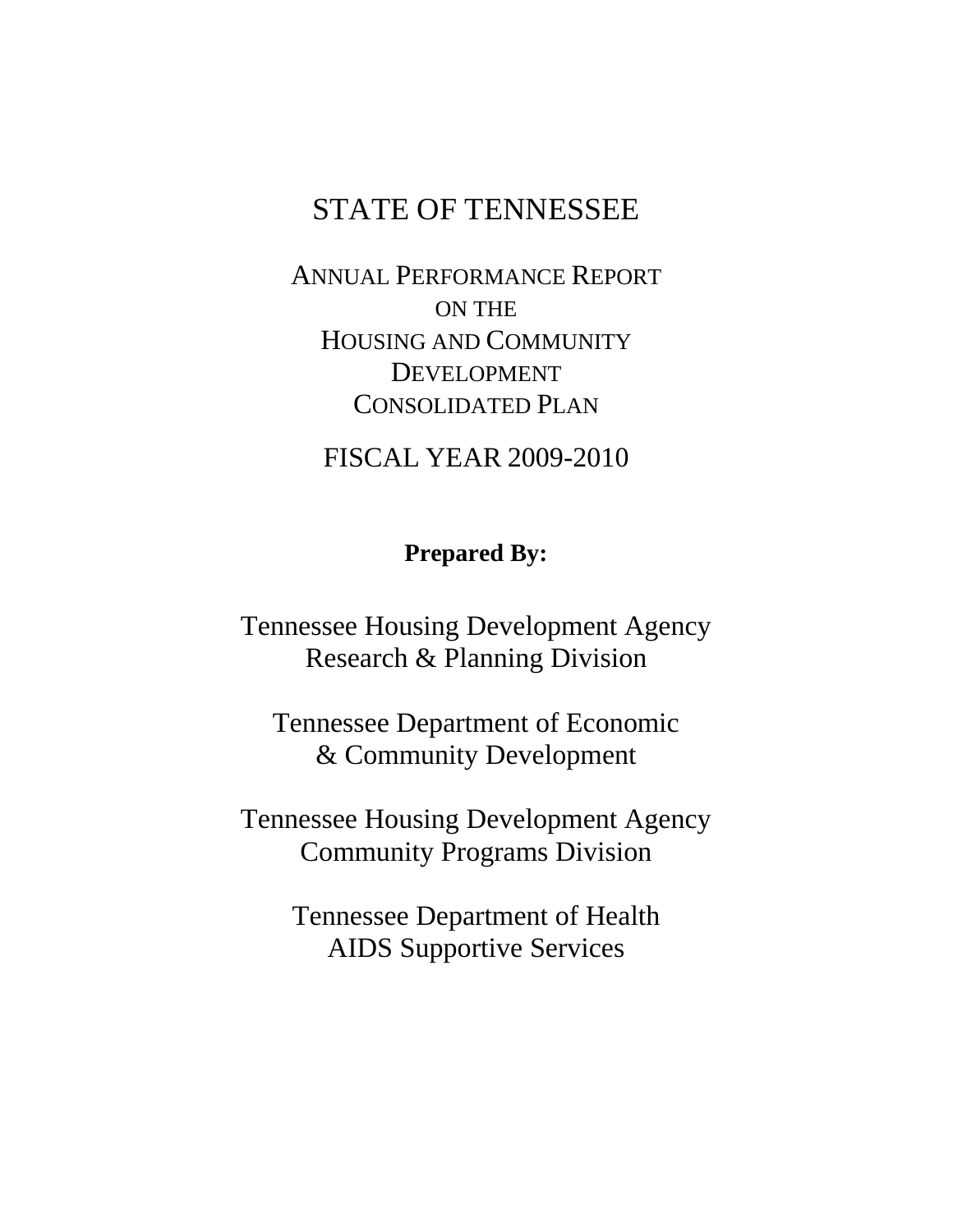# STATE OF TENNESSEE

## ANNUAL PERFORMANCE REPORT ON THE HOUSING AND COMMUNITY DEVELOPMENT CONSOLIDATED PLAN

## FISCAL YEAR 2009-2010

**Prepared By:**

Tennessee Housing Development Agency
Research & Planning Division

Tennessee Department of Economic
& Community Development

Tennessee Housing Development Agency
Community Programs Division

Tennessee Department of Health
AIDS Supportive Services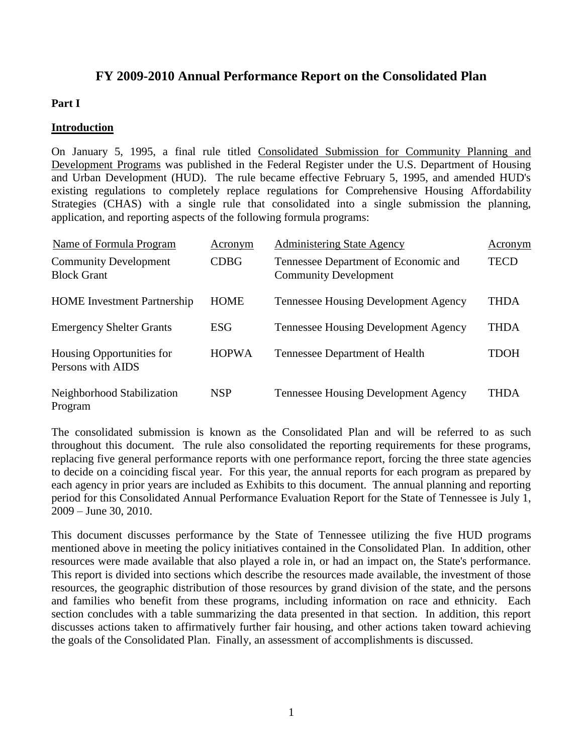# FY 2009-2010 Annual Performance Report on the Consolidated Plan

**Part I**

## Introduction

On January 5, 1995, a final rule titled Consolidated Submission for Community Planning and Development Programs was published in the Federal Register under the U.S. Department of Housing and Urban Development (HUD). The rule became effective February 5, 1995, and amended HUD's existing regulations to completely replace regulations for Comprehensive Housing Affordability Strategies (CHAS) with a single rule that consolidated into a single submission the planning, application, and reporting aspects of the following formula programs:

| Name of Formula Program | Acronym | Administering State Agency | Acronym |
|---|---|---|---|
| Community Development Block Grant | CDBG | Tennessee Department of Economic and Community Development | TECD |
| HOME Investment Partnership | HOME | Tennessee Housing Development Agency | THDA |
| Emergency Shelter Grants | ESG | Tennessee Housing Development Agency | THDA |
| Housing Opportunities for Persons with AIDS | HOPWA | Tennessee Department of Health | TDOH |
| Neighborhood Stabilization Program | NSP | Tennessee Housing Development Agency | THDA |

The consolidated submission is known as the Consolidated Plan and will be referred to as such throughout this document. The rule also consolidated the reporting requirements for these programs, replacing five general performance reports with one performance report, forcing the three state agencies to decide on a coinciding fiscal year. For this year, the annual reports for each program as prepared by each agency in prior years are included as Exhibits to this document. The annual planning and reporting period for this Consolidated Annual Performance Evaluation Report for the State of Tennessee is July 1, 2009 – June 30, 2010.

This document discusses performance by the State of Tennessee utilizing the five HUD programs mentioned above in meeting the policy initiatives contained in the Consolidated Plan. In addition, other resources were made available that also played a role in, or had an impact on, the State's performance. This report is divided into sections which describe the resources made available, the investment of those resources, the geographic distribution of those resources by grand division of the state, and the persons and families who benefit from these programs, including information on race and ethnicity. Each section concludes with a table summarizing the data presented in that section. In addition, this report discusses actions taken to affirmatively further fair housing, and other actions taken toward achieving the goals of the Consolidated Plan. Finally, an assessment of accomplishments is discussed.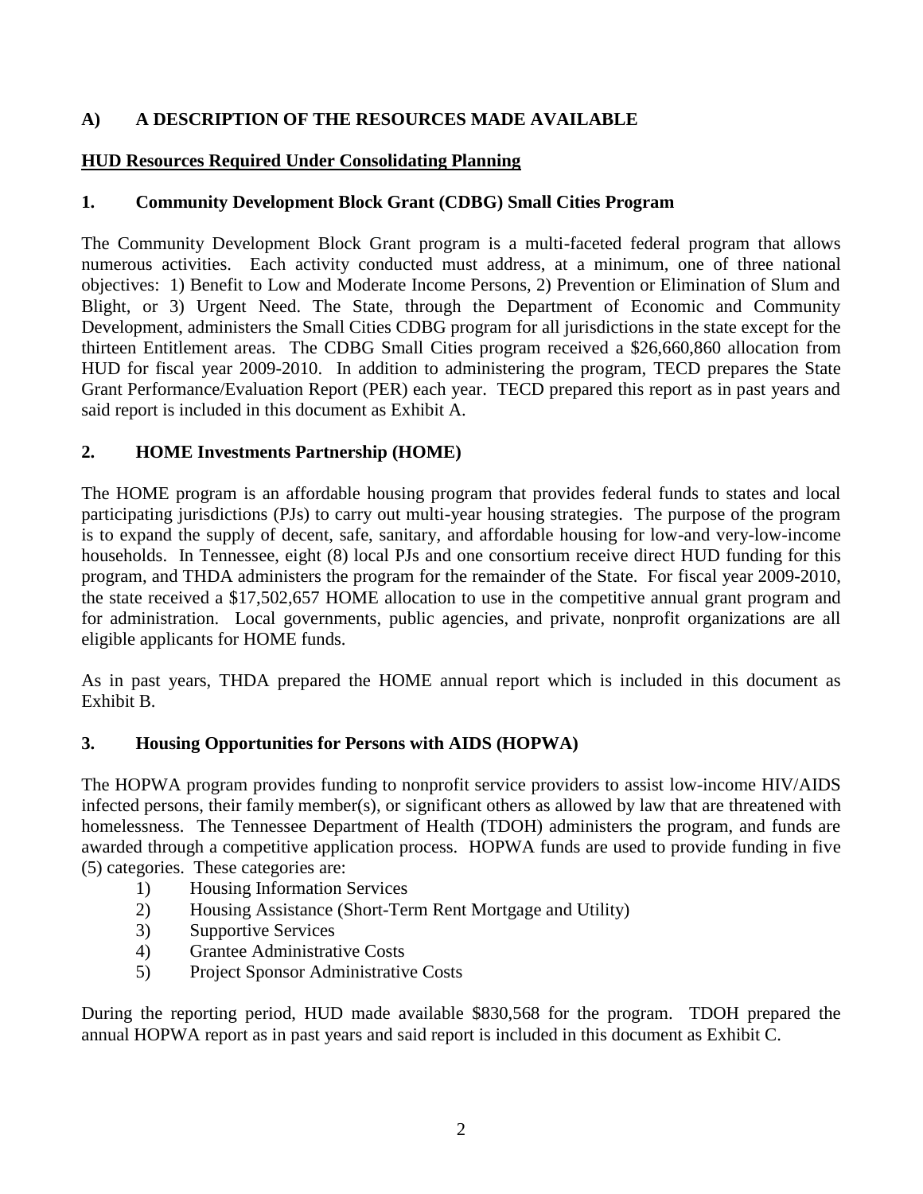## A) A DESCRIPTION OF THE RESOURCES MADE AVAILABLE

**HUD Resources Required Under Consolidating Planning**

### 1. Community Development Block Grant (CDBG) Small Cities Program

The Community Development Block Grant program is a multi-faceted federal program that allows numerous activities. Each activity conducted must address, at a minimum, one of three national objectives: 1) Benefit to Low and Moderate Income Persons, 2) Prevention or Elimination of Slum and Blight, or 3) Urgent Need. The State, through the Department of Economic and Community Development, administers the Small Cities CDBG program for all jurisdictions in the state except for the thirteen Entitlement areas. The CDBG Small Cities program received a $26,660,860 allocation from HUD for fiscal year 2009-2010. In addition to administering the program, TECD prepares the State Grant Performance/Evaluation Report (PER) each year. TECD prepared this report as in past years and said report is included in this document as Exhibit A.

### 2. HOME Investments Partnership (HOME)

The HOME program is an affordable housing program that provides federal funds to states and local participating jurisdictions (PJs) to carry out multi-year housing strategies. The purpose of the program is to expand the supply of decent, safe, sanitary, and affordable housing for low-and very-low-income households. In Tennessee, eight (8) local PJs and one consortium receive direct HUD funding for this program, and THDA administers the program for the remainder of the State. For fiscal year 2009-2010, the state received a $17,502,657 HOME allocation to use in the competitive annual grant program and for administration. Local governments, public agencies, and private, nonprofit organizations are all eligible applicants for HOME funds.

As in past years, THDA prepared the HOME annual report which is included in this document as Exhibit B.

### 3. Housing Opportunities for Persons with AIDS (HOPWA)

The HOPWA program provides funding to nonprofit service providers to assist low-income HIV/AIDS infected persons, their family member(s), or significant others as allowed by law that are threatened with homelessness. The Tennessee Department of Health (TDOH) administers the program, and funds are awarded through a competitive application process. HOPWA funds are used to provide funding in five (5) categories. These categories are:

1) Housing Information Services
2) Housing Assistance (Short-Term Rent Mortgage and Utility)
3) Supportive Services
4) Grantee Administrative Costs
5) Project Sponsor Administrative Costs

During the reporting period, HUD made available $830,568 for the program. TDOH prepared the annual HOPWA report as in past years and said report is included in this document as Exhibit C.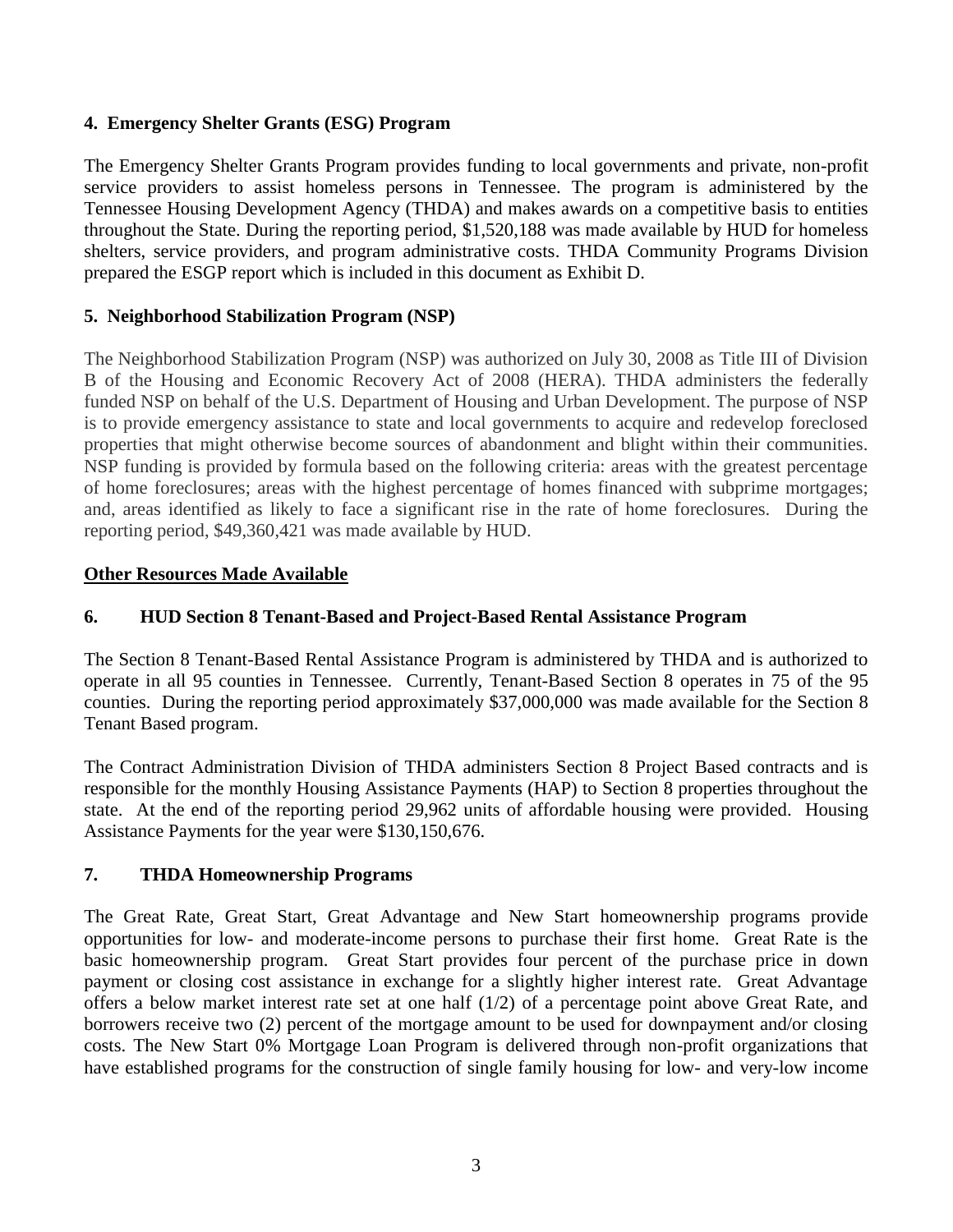### 4. Emergency Shelter Grants (ESG) Program

The Emergency Shelter Grants Program provides funding to local governments and private, non-profit service providers to assist homeless persons in Tennessee. The program is administered by the Tennessee Housing Development Agency (THDA) and makes awards on a competitive basis to entities throughout the State. During the reporting period, $1,520,188 was made available by HUD for homeless shelters, service providers, and program administrative costs. THDA Community Programs Division prepared the ESGP report which is included in this document as Exhibit D.

### 5. Neighborhood Stabilization Program (NSP)

The Neighborhood Stabilization Program (NSP) was authorized on July 30, 2008 as Title III of Division B of the Housing and Economic Recovery Act of 2008 (HERA). THDA administers the federally funded NSP on behalf of the U.S. Department of Housing and Urban Development. The purpose of NSP is to provide emergency assistance to state and local governments to acquire and redevelop foreclosed properties that might otherwise become sources of abandonment and blight within their communities. NSP funding is provided by formula based on the following criteria: areas with the greatest percentage of home foreclosures; areas with the highest percentage of homes financed with subprime mortgages; and, areas identified as likely to face a significant rise in the rate of home foreclosures. During the reporting period, $49,360,421 was made available by HUD.

## Other Resources Made Available

### 6. HUD Section 8 Tenant-Based and Project-Based Rental Assistance Program

The Section 8 Tenant-Based Rental Assistance Program is administered by THDA and is authorized to operate in all 95 counties in Tennessee. Currently, Tenant-Based Section 8 operates in 75 of the 95 counties. During the reporting period approximately $37,000,000 was made available for the Section 8 Tenant Based program.

The Contract Administration Division of THDA administers Section 8 Project Based contracts and is responsible for the monthly Housing Assistance Payments (HAP) to Section 8 properties throughout the state. At the end of the reporting period 29,962 units of affordable housing were provided. Housing Assistance Payments for the year were $130,150,676.

### 7. THDA Homeownership Programs

The Great Rate, Great Start, Great Advantage and New Start homeownership programs provide opportunities for low- and moderate-income persons to purchase their first home. Great Rate is the basic homeownership program. Great Start provides four percent of the purchase price in down payment or closing cost assistance in exchange for a slightly higher interest rate. Great Advantage offers a below market interest rate set at one half (1/2) of a percentage point above Great Rate, and borrowers receive two (2) percent of the mortgage amount to be used for downpayment and/or closing costs. The New Start 0% Mortgage Loan Program is delivered through non-profit organizations that have established programs for the construction of single family housing for low- and very-low income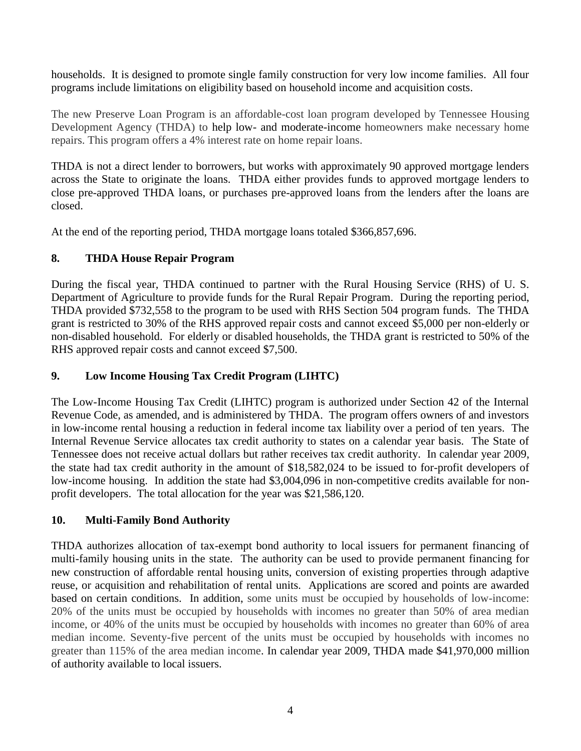households. It is designed to promote single family construction for very low income families. All four programs include limitations on eligibility based on household income and acquisition costs.

The new Preserve Loan Program is an affordable-cost loan program developed by Tennessee Housing Development Agency (THDA) to help low- and moderate-income homeowners make necessary home repairs. This program offers a 4% interest rate on home repair loans.

THDA is not a direct lender to borrowers, but works with approximately 90 approved mortgage lenders across the State to originate the loans. THDA either provides funds to approved mortgage lenders to close pre-approved THDA loans, or purchases pre-approved loans from the lenders after the loans are closed.

At the end of the reporting period, THDA mortgage loans totaled $366,857,696.

## 8. THDA House Repair Program

During the fiscal year, THDA continued to partner with the Rural Housing Service (RHS) of U. S. Department of Agriculture to provide funds for the Rural Repair Program. During the reporting period, THDA provided $732,558 to the program to be used with RHS Section 504 program funds. The THDA grant is restricted to 30% of the RHS approved repair costs and cannot exceed $5,000 per non-elderly or non-disabled household. For elderly or disabled households, the THDA grant is restricted to 50% of the RHS approved repair costs and cannot exceed $7,500.

## 9. Low Income Housing Tax Credit Program (LIHTC)

The Low-Income Housing Tax Credit (LIHTC) program is authorized under Section 42 of the Internal Revenue Code, as amended, and is administered by THDA. The program offers owners of and investors in low-income rental housing a reduction in federal income tax liability over a period of ten years. The Internal Revenue Service allocates tax credit authority to states on a calendar year basis. The State of Tennessee does not receive actual dollars but rather receives tax credit authority. In calendar year 2009, the state had tax credit authority in the amount of $18,582,024 to be issued to for-profit developers of low-income housing. In addition the state had $3,004,096 in non-competitive credits available for non-profit developers. The total allocation for the year was $21,586,120.

## 10. Multi-Family Bond Authority

THDA authorizes allocation of tax-exempt bond authority to local issuers for permanent financing of multi-family housing units in the state. The authority can be used to provide permanent financing for new construction of affordable rental housing units, conversion of existing properties through adaptive reuse, or acquisition and rehabilitation of rental units. Applications are scored and points are awarded based on certain conditions. In addition, some units must be occupied by households of low-income: 20% of the units must be occupied by households with incomes no greater than 50% of area median income, or 40% of the units must be occupied by households with incomes no greater than 60% of area median income. Seventy-five percent of the units must be occupied by households with incomes no greater than 115% of the area median income. In calendar year 2009, THDA made $41,970,000 million of authority available to local issuers.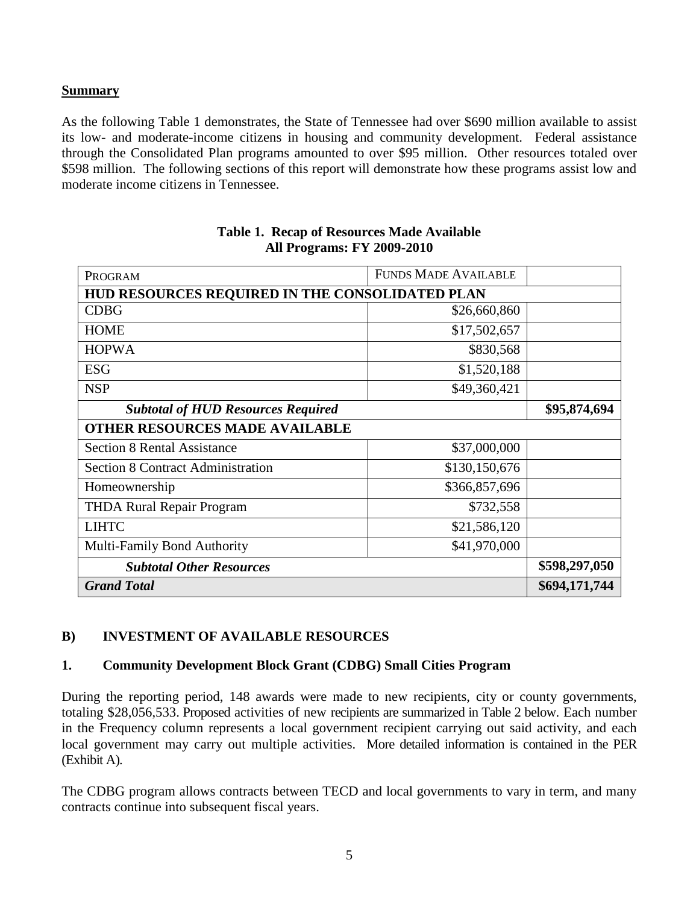**Summary**

As the following Table 1 demonstrates, the State of Tennessee had over $690 million available to assist its low- and moderate-income citizens in housing and community development. Federal assistance through the Consolidated Plan programs amounted to over $95 million. Other resources totaled over $598 million. The following sections of this report will demonstrate how these programs assist low and moderate income citizens in Tennessee.

**Table 1. Recap of Resources Made Available**
**All Programs: FY 2009-2010**

| PROGRAM | FUNDS MADE AVAILABLE | |
|---|---|---|
| **HUD RESOURCES REQUIRED IN THE CONSOLIDATED PLAN** | | |
| CDBG | $26,660,860 | |
| HOME | $17,502,657 | |
| HOPWA | $830,568 | |
| ESG | $1,520,188 | |
| NSP | $49,360,421 | |
| ***Subtotal of HUD Resources Required*** | | **$95,874,694** |
| **OTHER RESOURCES MADE AVAILABLE** | | |
| Section 8 Rental Assistance | $37,000,000 | |
| Section 8 Contract Administration | $130,150,676 | |
| Homeownership | $366,857,696 | |
| THDA Rural Repair Program | $732,558 | |
| LIHTC | $21,586,120 | |
| Multi-Family Bond Authority | $41,970,000 | |
| ***Subtotal Other Resources*** | | **$598,297,050** |
| ***Grand Total*** | | **$694,171,744** |

## B) INVESTMENT OF AVAILABLE RESOURCES

### 1. Community Development Block Grant (CDBG) Small Cities Program

During the reporting period, 148 awards were made to new recipients, city or county governments, totaling $28,056,533. Proposed activities of new recipients are summarized in Table 2 below. Each number in the Frequency column represents a local government recipient carrying out said activity, and each local government may carry out multiple activities. More detailed information is contained in the PER (Exhibit A).

The CDBG program allows contracts between TECD and local governments to vary in term, and many contracts continue into subsequent fiscal years.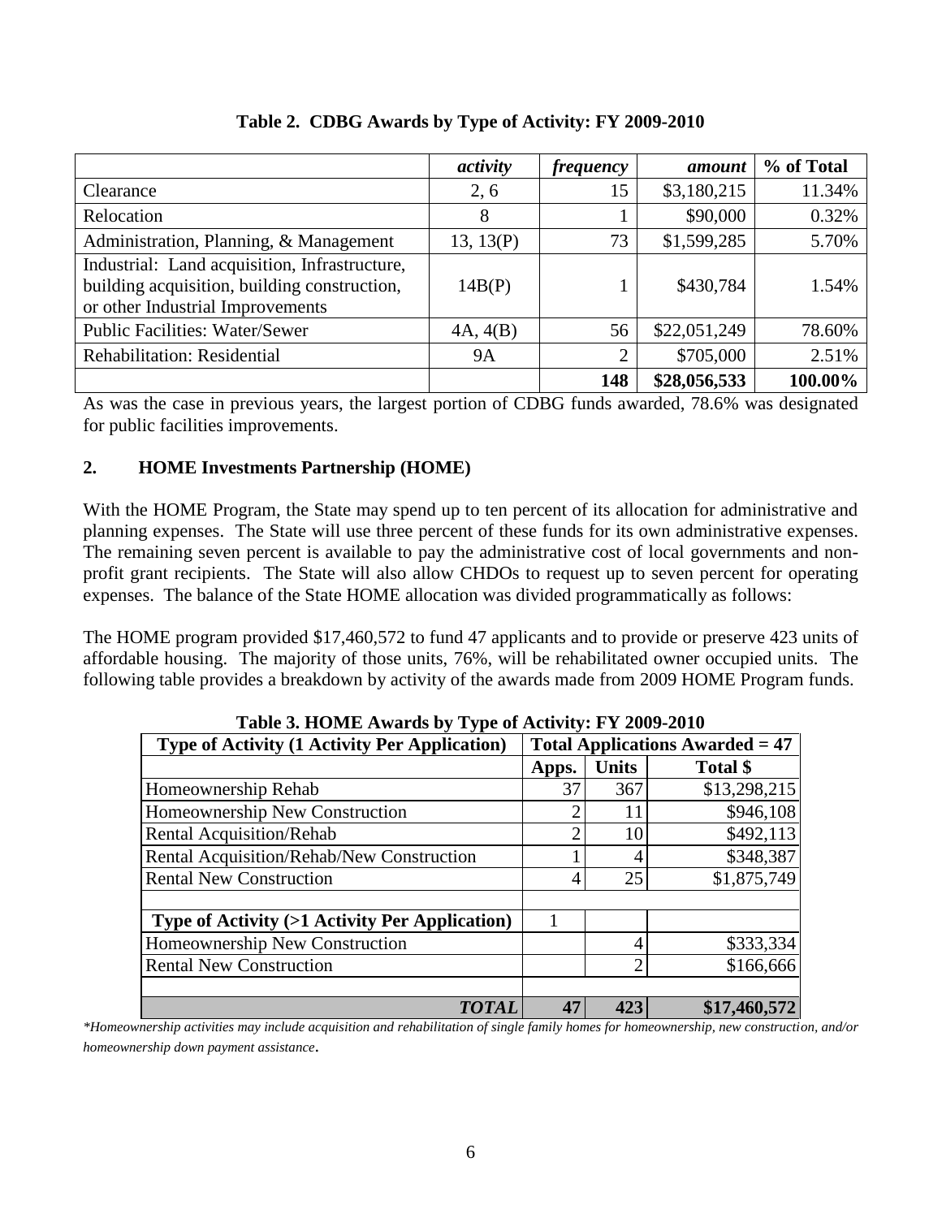**Table 2. CDBG Awards by Type of Activity: FY 2009-2010**

| | *activity* | *frequency* | *amount* | % of Total |
|---|---|---|---|---|
| Clearance | 2, 6 | 15 | $3,180,215 | 11.34% |
| Relocation | 8 | 1 | $90,000 | 0.32% |
| Administration, Planning, & Management | 13, 13(P) | 73 | $1,599,285 | 5.70% |
| Industrial: Land acquisition, Infrastructure, building acquisition, building construction, or other Industrial Improvements | 14B(P) | 1 | $430,784 | 1.54% |
| Public Facilities: Water/Sewer | 4A, 4(B) | 56 | $22,051,249 | 78.60% |
| Rehabilitation: Residential | 9A | 2 | $705,000 | 2.51% |
| | | **148** | **$28,056,533** | **100.00%** |

As was the case in previous years, the largest portion of CDBG funds awarded, 78.6% was designated for public facilities improvements.

## 2. HOME Investments Partnership (HOME)

With the HOME Program, the State may spend up to ten percent of its allocation for administrative and planning expenses. The State will use three percent of these funds for its own administrative expenses. The remaining seven percent is available to pay the administrative cost of local governments and non-profit grant recipients. The State will also allow CHDOs to request up to seven percent for operating expenses. The balance of the State HOME allocation was divided programmatically as follows:

The HOME program provided $17,460,572 to fund 47 applicants and to provide or preserve 423 units of affordable housing. The majority of those units, 76%, will be rehabilitated owner occupied units. The following table provides a breakdown by activity of the awards made from 2009 HOME Program funds.

**Table 3. HOME Awards by Type of Activity: FY 2009-2010**

| Type of Activity (1 Activity Per Application) | Total Applications Awarded = 47 | | |
|---|---|---|---|
| | **Apps.** | **Units** | **Total $** |
| Homeownership Rehab | 37 | 367 | $13,298,215 |
| Homeownership New Construction | 2 | 11 | $946,108 |
| Rental Acquisition/Rehab | 2 | 10 | $492,113 |
| Rental Acquisition/Rehab/New Construction | 1 | 4 | $348,387 |
| Rental New Construction | 4 | 25 | $1,875,749 |
| | | | |
| **Type of Activity (>1 Activity Per Application)** | 1 | | |
| Homeownership New Construction | | 4 | $333,334 |
| Rental New Construction | | 2 | $166,666 |
| | | | |
| ***TOTAL*** | **47** | **423** | **$17,460,572** |

*\*Homeownership activities may include acquisition and rehabilitation of single family homes for homeownership, new construction, and/or homeownership down payment assistance.*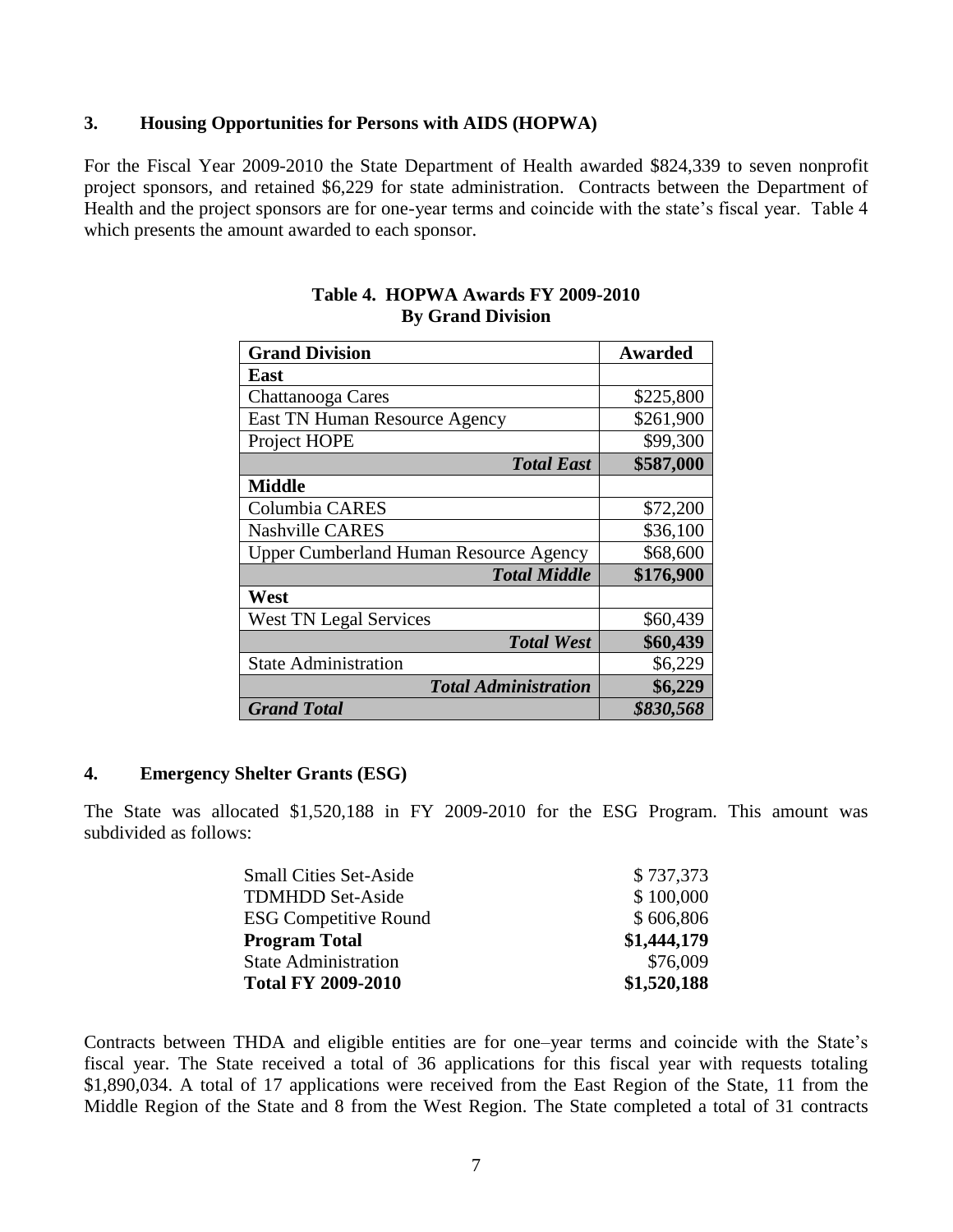### 3. Housing Opportunities for Persons with AIDS (HOPWA)

For the Fiscal Year 2009-2010 the State Department of Health awarded $824,339 to seven nonprofit project sponsors, and retained $6,229 for state administration. Contracts between the Department of Health and the project sponsors are for one-year terms and coincide with the state's fiscal year. Table 4 which presents the amount awarded to each sponsor.

**Table 4. HOPWA Awards FY 2009-2010**
**By Grand Division**

| Grand Division | Awarded |
|---|---|
| **East** | |
| Chattanooga Cares | $225,800 |
| East TN Human Resource Agency | $261,900 |
| Project HOPE | $99,300 |
| ***Total East*** | **$587,000** |
| **Middle** | |
| Columbia CARES | $72,200 |
| Nashville CARES | $36,100 |
| Upper Cumberland Human Resource Agency | $68,600 |
| ***Total Middle*** | **$176,900** |
| **West** | |
| West TN Legal Services | $60,439 |
| ***Total West*** | **$60,439** |
| State Administration | $6,229 |
| ***Total Administration*** | **$6,229** |
| ***Grand Total*** | ***$830,568*** |

### 4. Emergency Shelter Grants (ESG)

The State was allocated $1,520,188 in FY 2009-2010 for the ESG Program. This amount was subdivided as follows:

| | |
|---|---|
| Small Cities Set-Aside | $ 737,373 |
| TDMHDD Set-Aside | $ 100,000 |
| ESG Competitive Round | $ 606,806 |
| **Program Total** | **$1,444,179** |
| State Administration | $76,009 |
| **Total FY 2009-2010** | **$1,520,188** |

Contracts between THDA and eligible entities are for one–year terms and coincide with the State's fiscal year. The State received a total of 36 applications for this fiscal year with requests totaling $1,890,034. A total of 17 applications were received from the East Region of the State, 11 from the Middle Region of the State and 8 from the West Region. The State completed a total of 31 contracts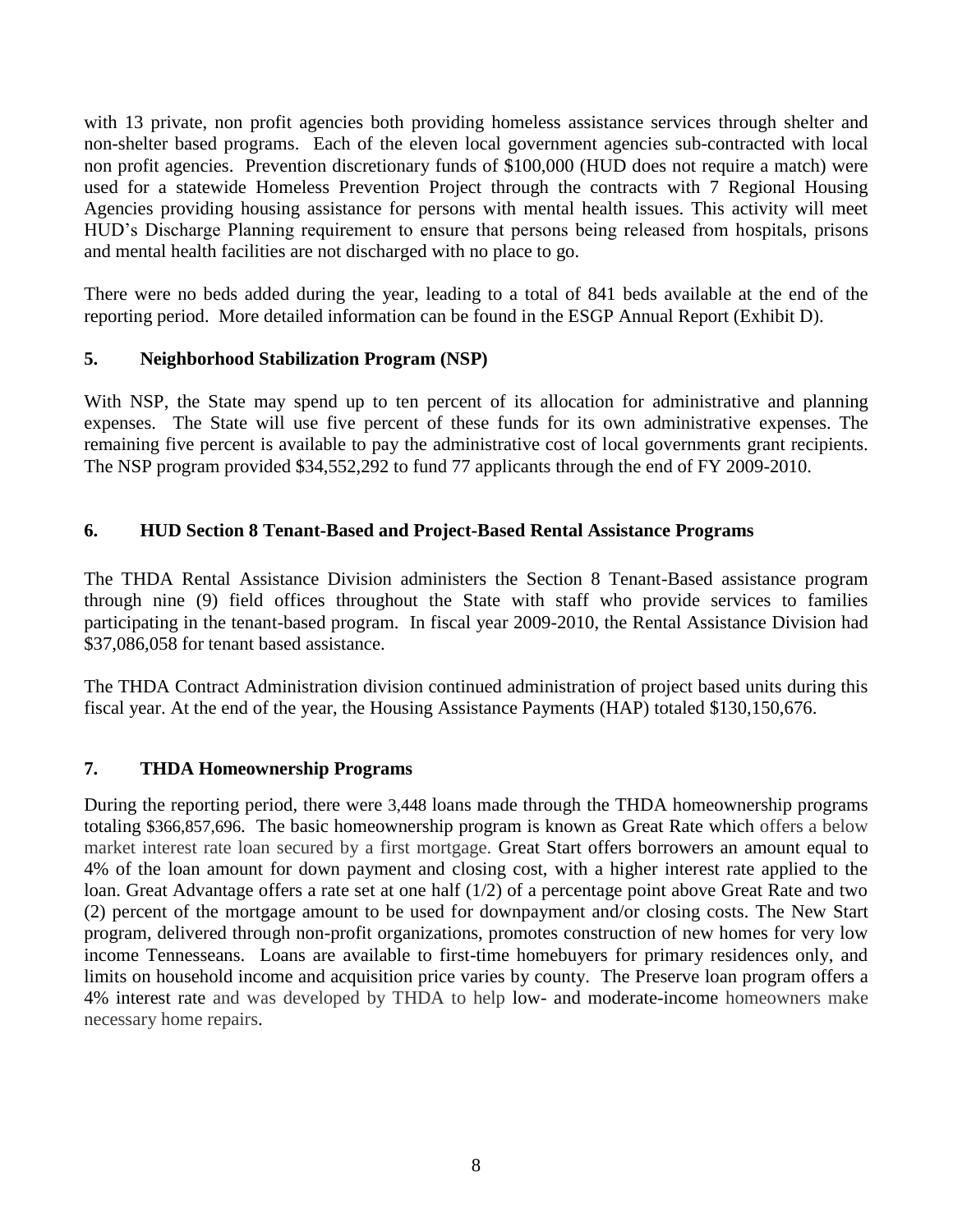with 13 private, non profit agencies both providing homeless assistance services through shelter and non-shelter based programs. Each of the eleven local government agencies sub-contracted with local non profit agencies. Prevention discretionary funds of $100,000 (HUD does not require a match) were used for a statewide Homeless Prevention Project through the contracts with 7 Regional Housing Agencies providing housing assistance for persons with mental health issues. This activity will meet HUD's Discharge Planning requirement to ensure that persons being released from hospitals, prisons and mental health facilities are not discharged with no place to go.

There were no beds added during the year, leading to a total of 841 beds available at the end of the reporting period. More detailed information can be found in the ESGP Annual Report (Exhibit D).

### 5. Neighborhood Stabilization Program (NSP)

With NSP, the State may spend up to ten percent of its allocation for administrative and planning expenses. The State will use five percent of these funds for its own administrative expenses. The remaining five percent is available to pay the administrative cost of local governments grant recipients. The NSP program provided $34,552,292 to fund 77 applicants through the end of FY 2009-2010.

### 6. HUD Section 8 Tenant-Based and Project-Based Rental Assistance Programs

The THDA Rental Assistance Division administers the Section 8 Tenant-Based assistance program through nine (9) field offices throughout the State with staff who provide services to families participating in the tenant-based program. In fiscal year 2009-2010, the Rental Assistance Division had $37,086,058 for tenant based assistance.

The THDA Contract Administration division continued administration of project based units during this fiscal year. At the end of the year, the Housing Assistance Payments (HAP) totaled $130,150,676.

### 7. THDA Homeownership Programs

During the reporting period, there were 3,448 loans made through the THDA homeownership programs totaling $366,857,696. The basic homeownership program is known as Great Rate which offers a below market interest rate loan secured by a first mortgage. Great Start offers borrowers an amount equal to 4% of the loan amount for down payment and closing cost, with a higher interest rate applied to the loan. Great Advantage offers a rate set at one half (1/2) of a percentage point above Great Rate and two (2) percent of the mortgage amount to be used for downpayment and/or closing costs. The New Start program, delivered through non-profit organizations, promotes construction of new homes for very low income Tennesseans. Loans are available to first-time homebuyers for primary residences only, and limits on household income and acquisition price varies by county. The Preserve loan program offers a 4% interest rate and was developed by THDA to help low- and moderate-income homeowners make necessary home repairs.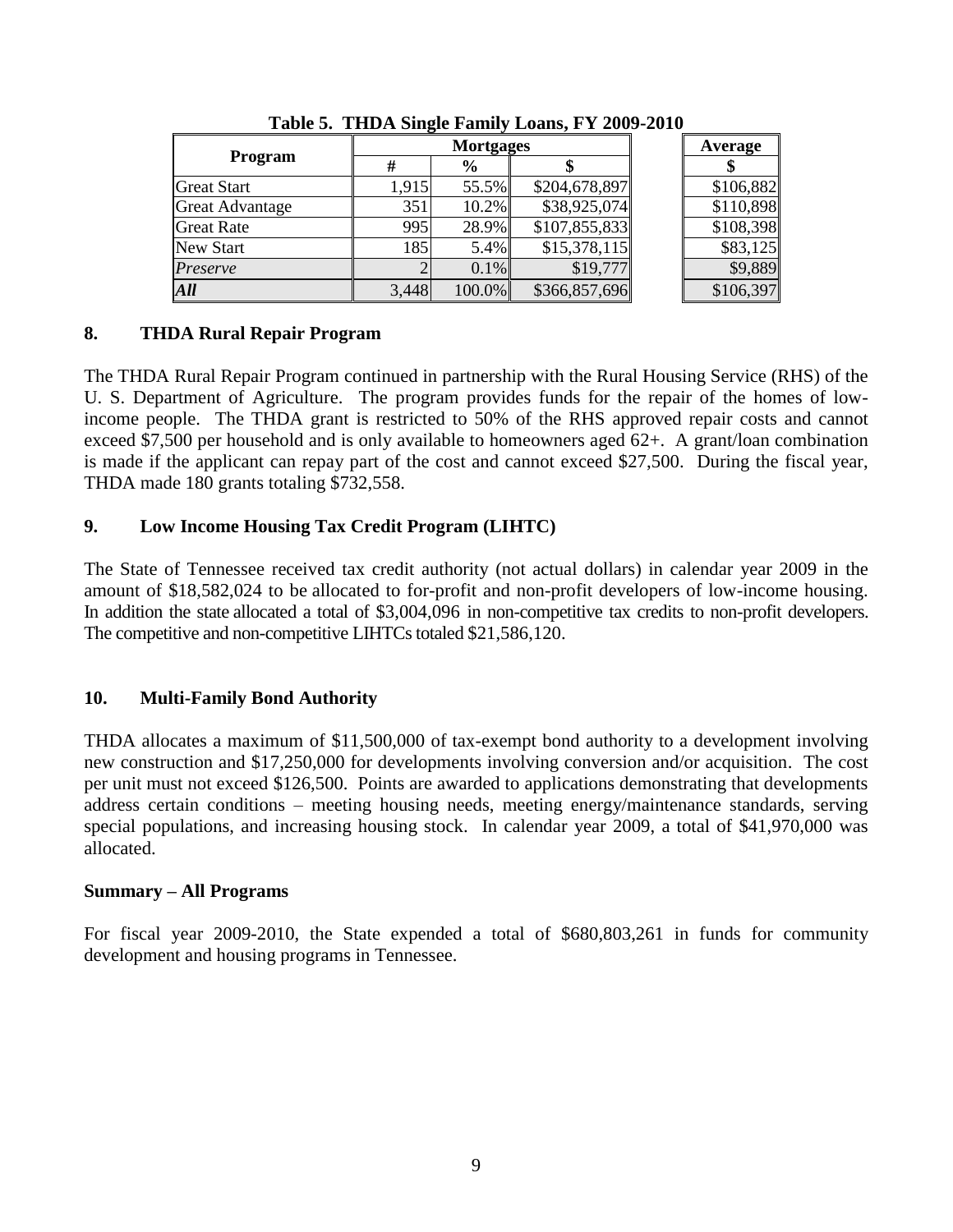**Table 5. THDA Single Family Loans, FY 2009-2010**

| Program | Mortgages | | | Average |
|---|---|---|---|---|
| | # | % | $ | $ |
| Great Start | 1,915 | 55.5% | $204,678,897 | $106,882 |
| Great Advantage | 351 | 10.2% | $38,925,074 | $110,898 |
| Great Rate | 995 | 28.9% | $107,855,833 | $108,398 |
| New Start | 185 | 5.4% | $15,378,115 | $83,125 |
| *Preserve* | 2 | 0.1% | $19,777 | $9,889 |
| ***All*** | 3,448 | 100.0% | $366,857,696 | $106,397 |

## 8. THDA Rural Repair Program

The THDA Rural Repair Program continued in partnership with the Rural Housing Service (RHS) of the U. S. Department of Agriculture. The program provides funds for the repair of the homes of low-income people. The THDA grant is restricted to 50% of the RHS approved repair costs and cannot exceed $7,500 per household and is only available to homeowners aged 62+. A grant/loan combination is made if the applicant can repay part of the cost and cannot exceed $27,500. During the fiscal year, THDA made 180 grants totaling $732,558.

## 9. Low Income Housing Tax Credit Program (LIHTC)

The State of Tennessee received tax credit authority (not actual dollars) in calendar year 2009 in the amount of $18,582,024 to be allocated to for-profit and non-profit developers of low-income housing. In addition the state allocated a total of $3,004,096 in non-competitive tax credits to non-profit developers. The competitive and non-competitive LIHTCs totaled $21,586,120.

## 10. Multi-Family Bond Authority

THDA allocates a maximum of $11,500,000 of tax-exempt bond authority to a development involving new construction and $17,250,000 for developments involving conversion and/or acquisition. The cost per unit must not exceed $126,500. Points are awarded to applications demonstrating that developments address certain conditions – meeting housing needs, meeting energy/maintenance standards, serving special populations, and increasing housing stock. In calendar year 2009, a total of $41,970,000 was allocated.

## Summary – All Programs

For fiscal year 2009-2010, the State expended a total of $680,803,261 in funds for community development and housing programs in Tennessee.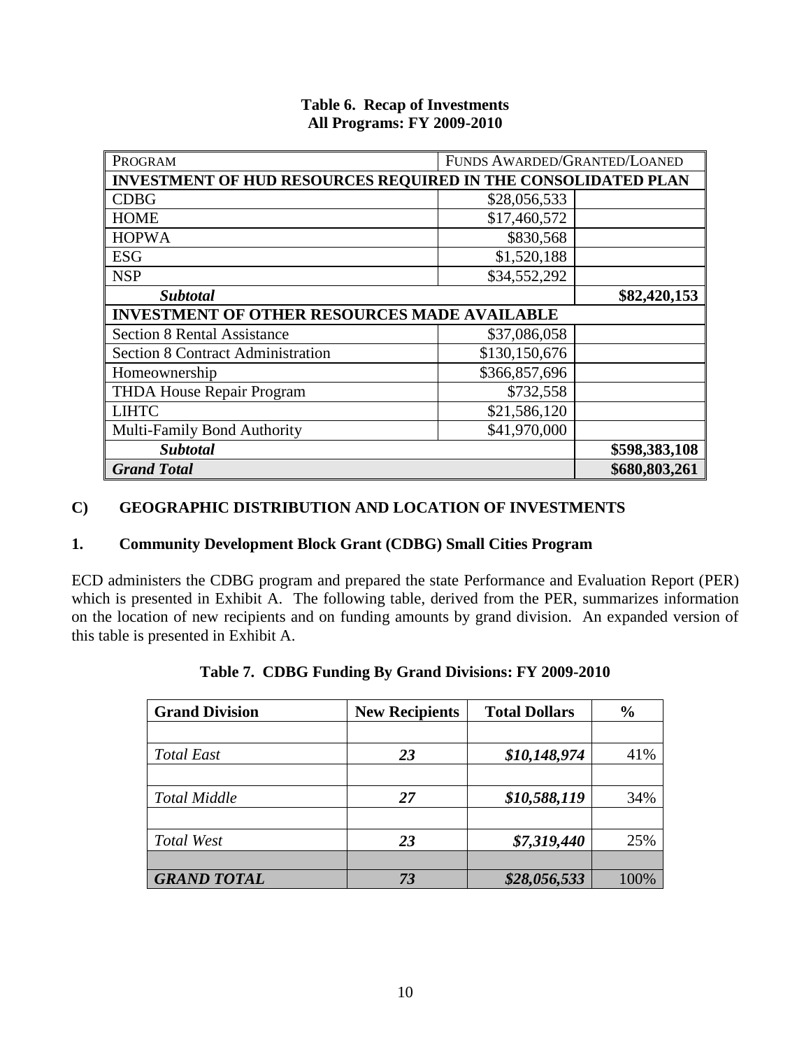**Table 6. Recap of Investments**
**All Programs: FY 2009-2010**

| PROGRAM | FUNDS AWARDED/GRANTED/LOANED | |
|---|---|---|
| **INVESTMENT OF HUD RESOURCES REQUIRED IN THE CONSOLIDATED PLAN** | | |
| CDBG | $28,056,533 | |
| HOME | $17,460,572 | |
| HOPWA | $830,568 | |
| ESG | $1,520,188 | |
| NSP | $34,552,292 | |
| ***Subtotal*** | | **$82,420,153** |
| **INVESTMENT OF OTHER RESOURCES MADE AVAILABLE** | | |
| Section 8 Rental Assistance | $37,086,058 | |
| Section 8 Contract Administration | $130,150,676 | |
| Homeownership | $366,857,696 | |
| THDA House Repair Program | $732,558 | |
| LIHTC | $21,586,120 | |
| Multi-Family Bond Authority | $41,970,000 | |
| ***Subtotal*** | | **$598,383,108** |
| ***Grand Total*** | | **$680,803,261** |

## C) GEOGRAPHIC DISTRIBUTION AND LOCATION OF INVESTMENTS

### 1. Community Development Block Grant (CDBG) Small Cities Program

ECD administers the CDBG program and prepared the state Performance and Evaluation Report (PER) which is presented in Exhibit A. The following table, derived from the PER, summarizes information on the location of new recipients and on funding amounts by grand division. An expanded version of this table is presented in Exhibit A.

**Table 7. CDBG Funding By Grand Divisions: FY 2009-2010**

| Grand Division | New Recipients | Total Dollars | % |
|---|---|---|---|
| | | | |
| *Total East* | ***23*** | ***$10,148,974*** | 41% |
| | | | |
| *Total Middle* | ***27*** | ***$10,588,119*** | 34% |
| | | | |
| *Total West* | ***23*** | ***$7,319,440*** | 25% |
| | | | |
| ***GRAND TOTAL*** | ***73*** | ***$28,056,533*** | 100% |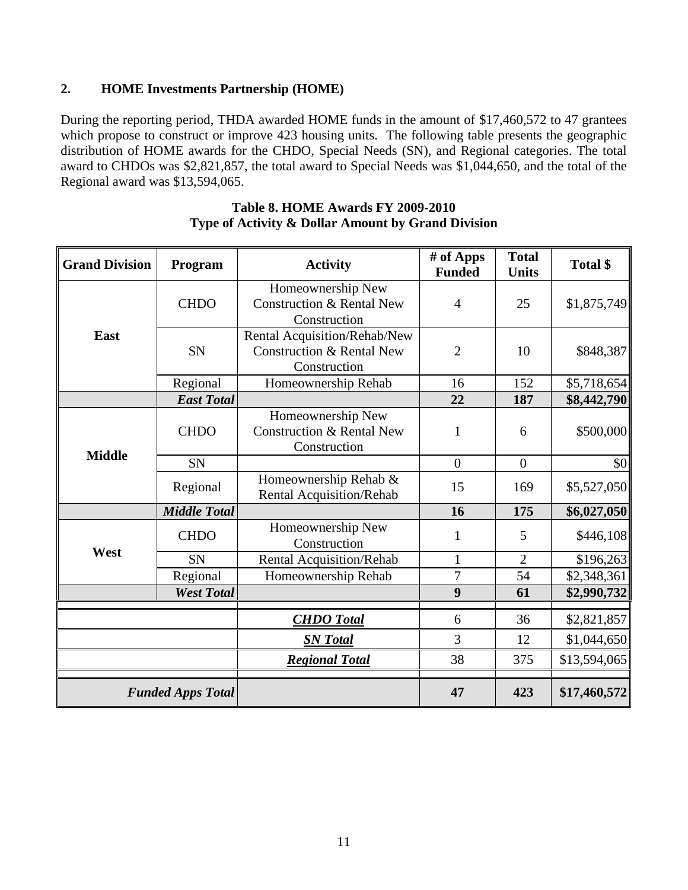## 2. HOME Investments Partnership (HOME)

During the reporting period, THDA awarded HOME funds in the amount of $17,460,572 to 47 grantees which propose to construct or improve 423 housing units. The following table presents the geographic distribution of HOME awards for the CHDO, Special Needs (SN), and Regional categories. The total award to CHDOs was $2,821,857, the total award to Special Needs was $1,044,650, and the total of the Regional award was $13,594,065.

**Table 8. HOME Awards FY 2009-2010**
**Type of Activity & Dollar Amount by Grand Division**

| Grand Division | Program | Activity | # of Apps Funded | Total Units | Total $ |
|---|---|---|---|---|---|
| **East** | CHDO | Homeownership New Construction & Rental New Construction | 4 | 25 | $1,875,749 |
| | SN | Rental Acquisition/Rehab/New Construction & Rental New Construction | 2 | 10 | $848,387 |
| | Regional | Homeownership Rehab | 16 | 152 | $5,718,654 |
| | ***East Total*** | | **22** | **187** | **$8,442,790** |
| **Middle** | CHDO | Homeownership New Construction & Rental New Construction | 1 | 6 | $500,000 |
| | SN | | 0 | 0 | $0 |
| | Regional | Homeownership Rehab & Rental Acquisition/Rehab | 15 | 169 | $5,527,050 |
| | ***Middle Total*** | | **16** | **175** | **$6,027,050** |
| **West** | CHDO | Homeownership New Construction | 1 | 5 | $446,108 |
| | SN | Rental Acquisition/Rehab | 1 | 2 | $196,263 |
| | Regional | Homeownership Rehab | 7 | 54 | $2,348,361 |
| | ***West Total*** | | **9** | **61** | **$2,990,732** |
| | | ***CHDO Total*** | 6 | 36 | $2,821,857 |
| | | ***SN Total*** | 3 | 12 | $1,044,650 |
| | | ***Regional Total*** | 38 | 375 | $13,594,065 |
| | ***Funded Apps Total*** | | **47** | **423** | **$17,460,572** |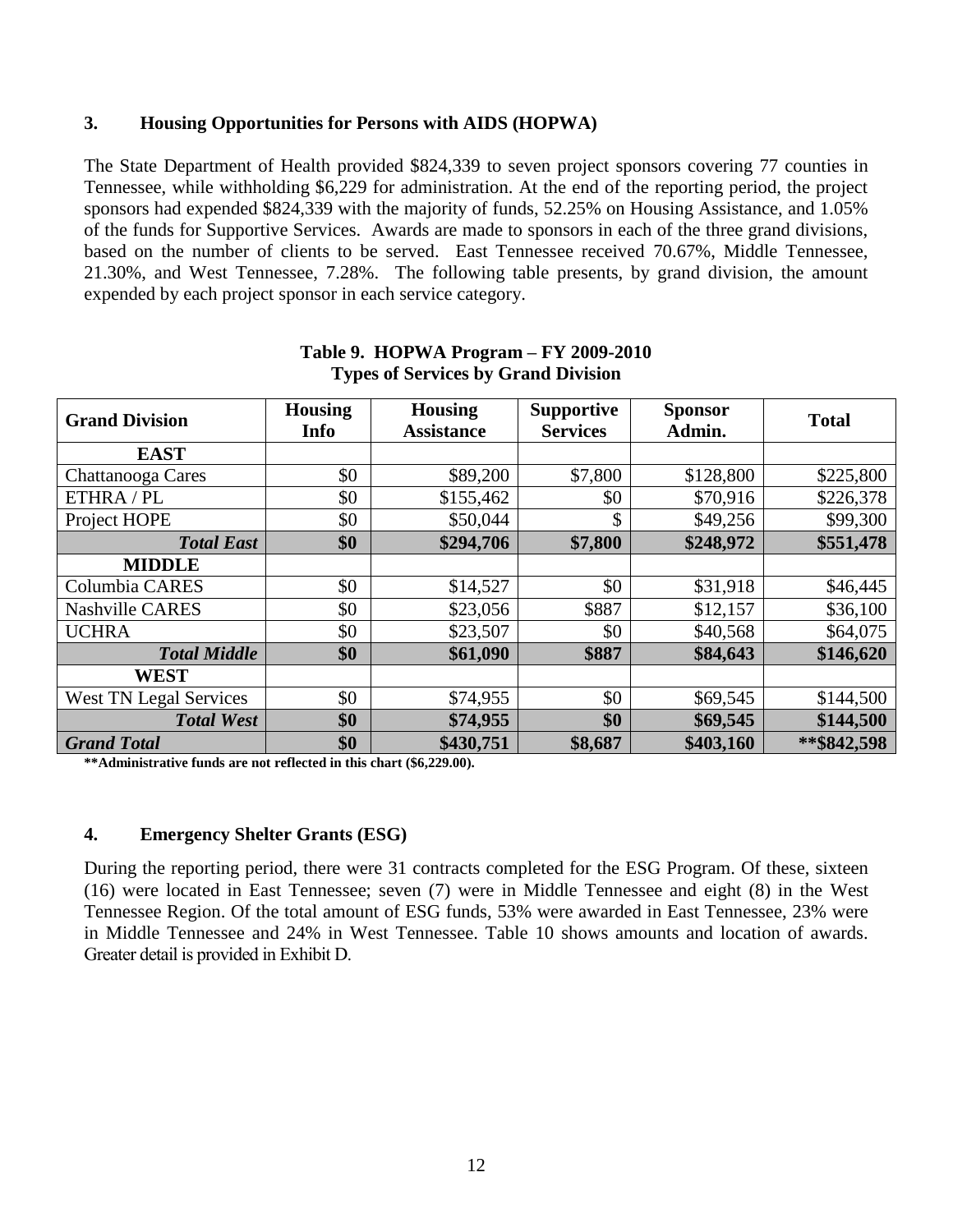### 3. Housing Opportunities for Persons with AIDS (HOPWA)

The State Department of Health provided $824,339 to seven project sponsors covering 77 counties in Tennessee, while withholding $6,229 for administration. At the end of the reporting period, the project sponsors had expended $824,339 with the majority of funds, 52.25% on Housing Assistance, and 1.05% of the funds for Supportive Services. Awards are made to sponsors in each of the three grand divisions, based on the number of clients to be served. East Tennessee received 70.67%, Middle Tennessee, 21.30%, and West Tennessee, 7.28%. The following table presents, by grand division, the amount expended by each project sponsor in each service category.

**Table 9. HOPWA Program – FY 2009-2010**
**Types of Services by Grand Division**

| Grand Division | Housing Info | Housing Assistance | Supportive Services | Sponsor Admin. | Total |
|---|---|---|---|---|---|
| **EAST** | | | | | |
| Chattanooga Cares | $0 | $89,200 | $7,800 | $128,800 | $225,800 |
| ETHRA / PL | $0 | $155,462 | $0 | $70,916 | $226,378 |
| Project HOPE | $0 | $50,044 | $ | $49,256 | $99,300 |
| ***Total East*** | **$0** | **$294,706** | **$7,800** | **$248,972** | **$551,478** |
| **MIDDLE** | | | | | |
| Columbia CARES | $0 | $14,527 | $0 | $31,918 | $46,445 |
| Nashville CARES | $0 | $23,056 | $887 | $12,157 | $36,100 |
| UCHRA | $0 | $23,507 | $0 | $40,568 | $64,075 |
| ***Total Middle*** | **$0** | **$61,090** | **$887** | **$84,643** | **$146,620** |
| **WEST** | | | | | |
| West TN Legal Services | $0 | $74,955 | $0 | $69,545 | $144,500 |
| ***Total West*** | **$0** | **$74,955** | **$0** | **$69,545** | **$144,500** |
| ***Grand Total*** | **$0** | **$430,751** | **$8,687** | **$403,160** | **\*\*$842,598** |

**\*\*Administrative funds are not reflected in this chart ($6,229.00).**

### 4. Emergency Shelter Grants (ESG)

During the reporting period, there were 31 contracts completed for the ESG Program. Of these, sixteen (16) were located in East Tennessee; seven (7) were in Middle Tennessee and eight (8) in the West Tennessee Region. Of the total amount of ESG funds, 53% were awarded in East Tennessee, 23% were in Middle Tennessee and 24% in West Tennessee. Table 10 shows amounts and location of awards. Greater detail is provided in Exhibit D.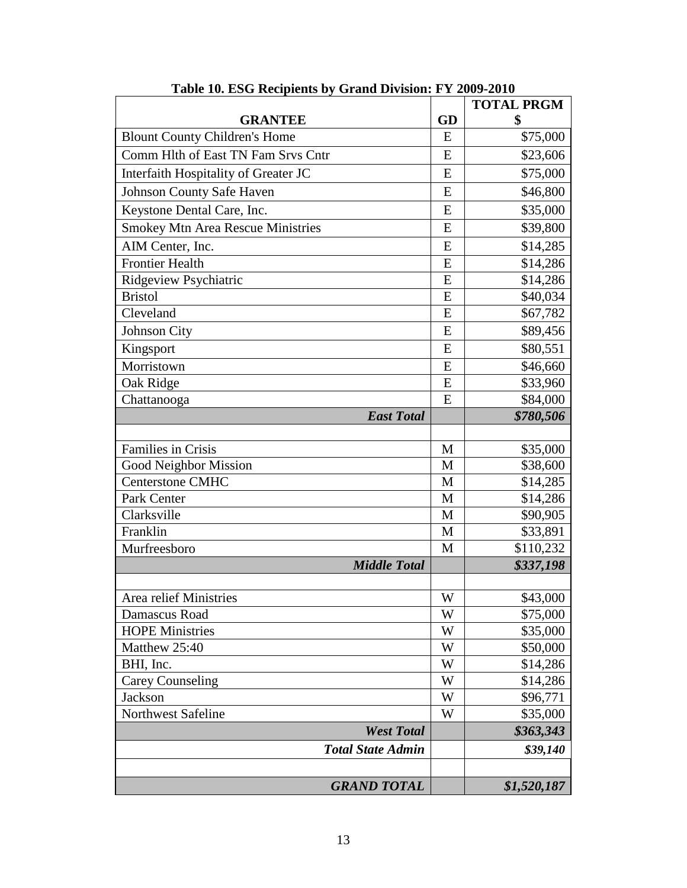**Table 10. ESG Recipients by Grand Division: FY 2009-2010**

| GRANTEE | GD | TOTAL PRGM $ |
|---|---|---|
| Blount County Children's Home | E | $75,000 |
| Comm Hlth of East TN Fam Srvs Cntr | E | $23,606 |
| Interfaith Hospitality of Greater JC | E | $75,000 |
| Johnson County Safe Haven | E | $46,800 |
| Keystone Dental Care, Inc. | E | $35,000 |
| Smokey Mtn Area Rescue Ministries | E | $39,800 |
| AIM Center, Inc. | E | $14,285 |
| Frontier Health | E | $14,286 |
| Ridgeview Psychiatric | E | $14,286 |
| Bristol | E | $40,034 |
| Cleveland | E | $67,782 |
| Johnson City | E | $89,456 |
| Kingsport | E | $80,551 |
| Morristown | E | $46,660 |
| Oak Ridge | E | $33,960 |
| Chattanooga | E | $84,000 |
| ***East Total*** | | ***$780,506*** |
| | | |
| Families in Crisis | M | $35,000 |
| Good Neighbor Mission | M | $38,600 |
| Centerstone CMHC | M | $14,285 |
| Park Center | M | $14,286 |
| Clarksville | M | $90,905 |
| Franklin | M | $33,891 |
| Murfreesboro | M | $110,232 |
| ***Middle Total*** | | ***$337,198*** |
| | | |
| Area relief Ministries | W | $43,000 |
| Damascus Road | W | $75,000 |
| HOPE Ministries | W | $35,000 |
| Matthew 25:40 | W | $50,000 |
| BHI, Inc. | W | $14,286 |
| Carey Counseling | W | $14,286 |
| Jackson | W | $96,771 |
| Northwest Safeline | W | $35,000 |
| ***West Total*** | | ***$363,343*** |
| ***Total State Admin*** | | ***$39,140*** |
| | | |
| ***GRAND TOTAL*** | | ***$1,520,187*** |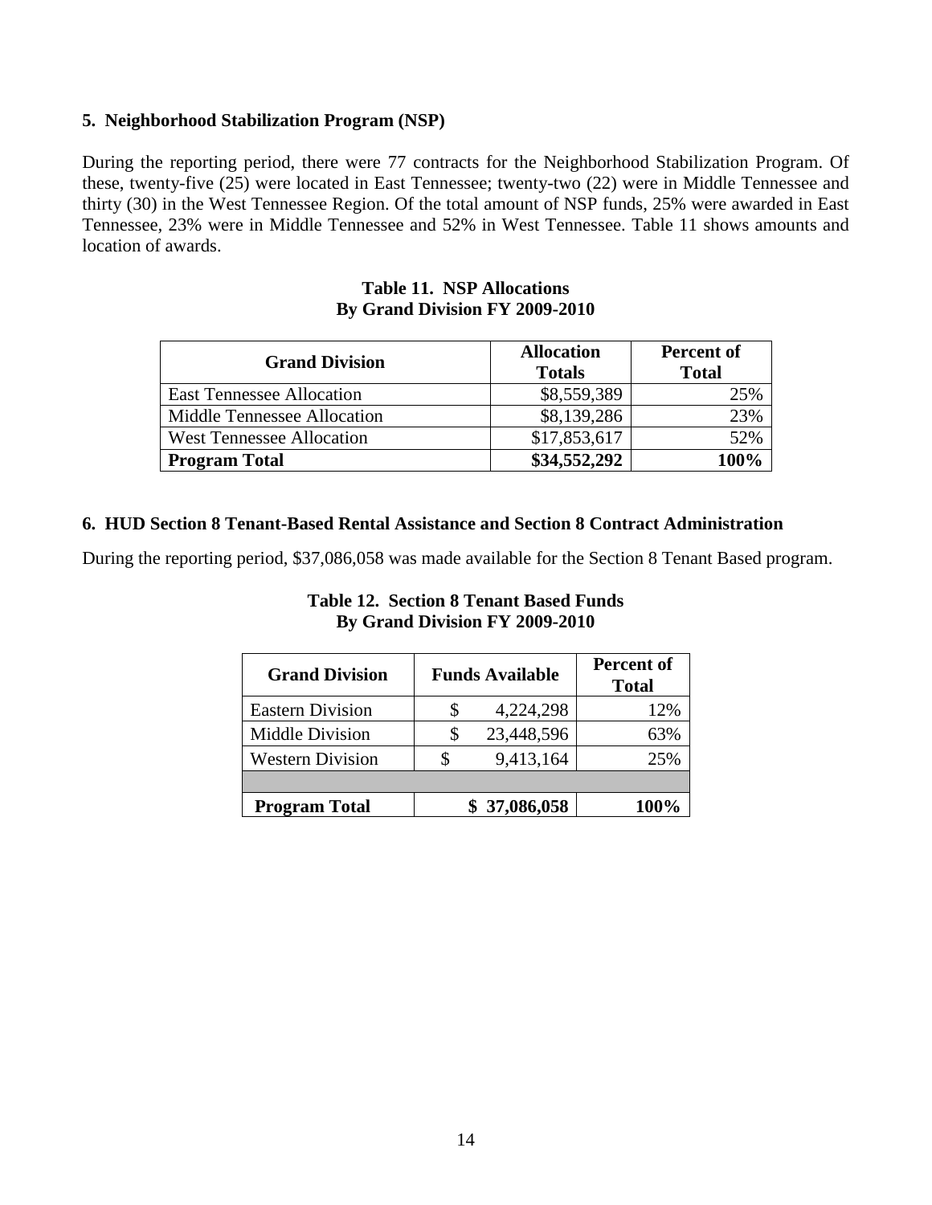### 5. Neighborhood Stabilization Program (NSP)

During the reporting period, there were 77 contracts for the Neighborhood Stabilization Program. Of these, twenty-five (25) were located in East Tennessee; twenty-two (22) were in Middle Tennessee and thirty (30) in the West Tennessee Region. Of the total amount of NSP funds, 25% were awarded in East Tennessee, 23% were in Middle Tennessee and 52% in West Tennessee. Table 11 shows amounts and location of awards.

**Table 11. NSP Allocations**
**By Grand Division FY 2009-2010**

| Grand Division | Allocation Totals | Percent of Total |
|---|---|---|
| East Tennessee Allocation | $8,559,389 | 25% |
| Middle Tennessee Allocation | $8,139,286 | 23% |
| West Tennessee Allocation | $17,853,617 | 52% |
| **Program Total** | **$34,552,292** | **100%** |

### 6. HUD Section 8 Tenant-Based Rental Assistance and Section 8 Contract Administration

During the reporting period, $37,086,058 was made available for the Section 8 Tenant Based program.

**Table 12. Section 8 Tenant Based Funds**
**By Grand Division FY 2009-2010**

| Grand Division | Funds Available | Percent of Total |
|---|---|---|
| Eastern Division | $ 4,224,298 | 12% |
| Middle Division | $ 23,448,596 | 63% |
| Western Division | $ 9,413,164 | 25% |
| | | |
| **Program Total** | **$ 37,086,058** | **100%** |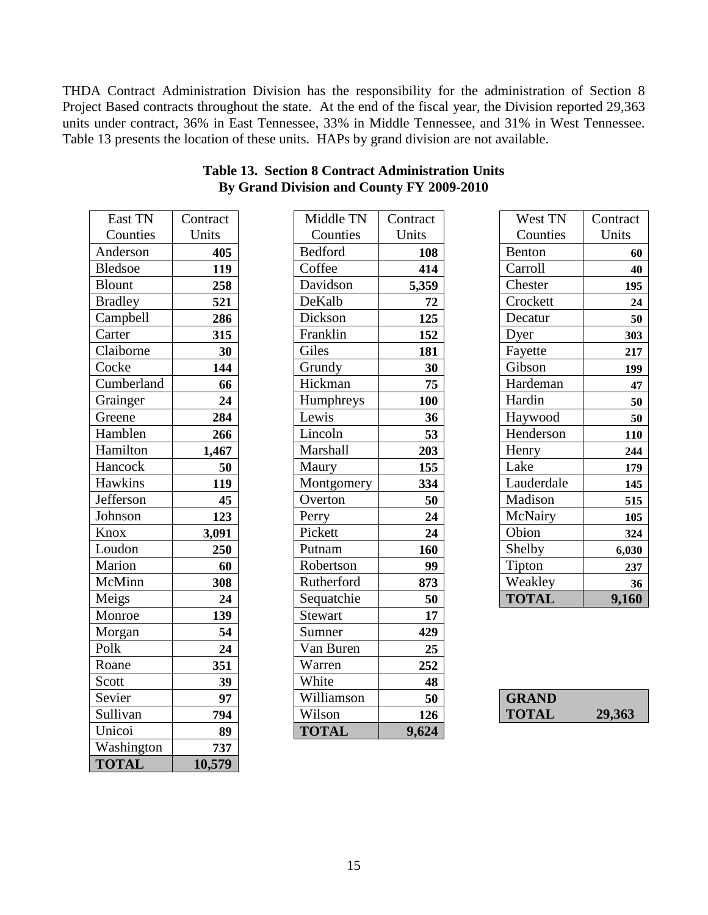THDA Contract Administration Division has the responsibility for the administration of Section 8 Project Based contracts throughout the state. At the end of the fiscal year, the Division reported 29,363 units under contract, 36% in East Tennessee, 33% in Middle Tennessee, and 31% in West Tennessee. Table 13 presents the location of these units. HAPs by grand division are not available.

**Table 13. Section 8 Contract Administration Units By Grand Division and County FY 2009-2010**

| East TN Counties | Contract Units |
|---|---|
| Anderson | 405 |
| Bledsoe | 119 |
| Blount | 258 |
| Bradley | 521 |
| Campbell | 286 |
| Carter | 315 |
| Claiborne | 30 |
| Cocke | 144 |
| Cumberland | 66 |
| Grainger | 24 |
| Greene | 284 |
| Hamblen | 266 |
| Hamilton | 1,467 |
| Hancock | 50 |
| Hawkins | 119 |
| Jefferson | 45 |
| Johnson | 123 |
| Knox | 3,091 |
| Loudon | 250 |
| Marion | 60 |
| McMinn | 308 |
| Meigs | 24 |
| Monroe | 139 |
| Morgan | 54 |
| Polk | 24 |
| Roane | 351 |
| Scott | 39 |
| Sevier | 97 |
| Sullivan | 794 |
| Unicoi | 89 |
| Washington | 737 |
| **TOTAL** | **10,579** |

| Middle TN Counties | Contract Units |
|---|---|
| Bedford | 108 |
| Coffee | 414 |
| Davidson | 5,359 |
| DeKalb | 72 |
| Dickson | 125 |
| Franklin | 152 |
| Giles | 181 |
| Grundy | 30 |
| Hickman | 75 |
| Humphreys | 100 |
| Lewis | 36 |
| Lincoln | 53 |
| Marshall | 203 |
| Maury | 155 |
| Montgomery | 334 |
| Overton | 50 |
| Perry | 24 |
| Pickett | 24 |
| Putnam | 160 |
| Robertson | 99 |
| Rutherford | 873 |
| Sequatchie | 50 |
| Stewart | 17 |
| Sumner | 429 |
| Van Buren | 25 |
| Warren | 252 |
| White | 48 |
| Williamson | 50 |
| Wilson | 126 |
| **TOTAL** | **9,624** |

| West TN Counties | Contract Units |
|---|---|
| Benton | 60 |
| Carroll | 40 |
| Chester | 195 |
| Crockett | 24 |
| Decatur | 50 |
| Dyer | 303 |
| Fayette | 217 |
| Gibson | 199 |
| Hardeman | 47 |
| Hardin | 50 |
| Haywood | 50 |
| Henderson | 110 |
| Henry | 244 |
| Lake | 179 |
| Lauderdale | 145 |
| Madison | 515 |
| McNairy | 105 |
| Obion | 324 |
| Shelby | 6,030 |
| Tipton | 237 |
| Weakley | 36 |
| **TOTAL** | **9,160** |

| **GRAND TOTAL** | **29,363** |
|---|---|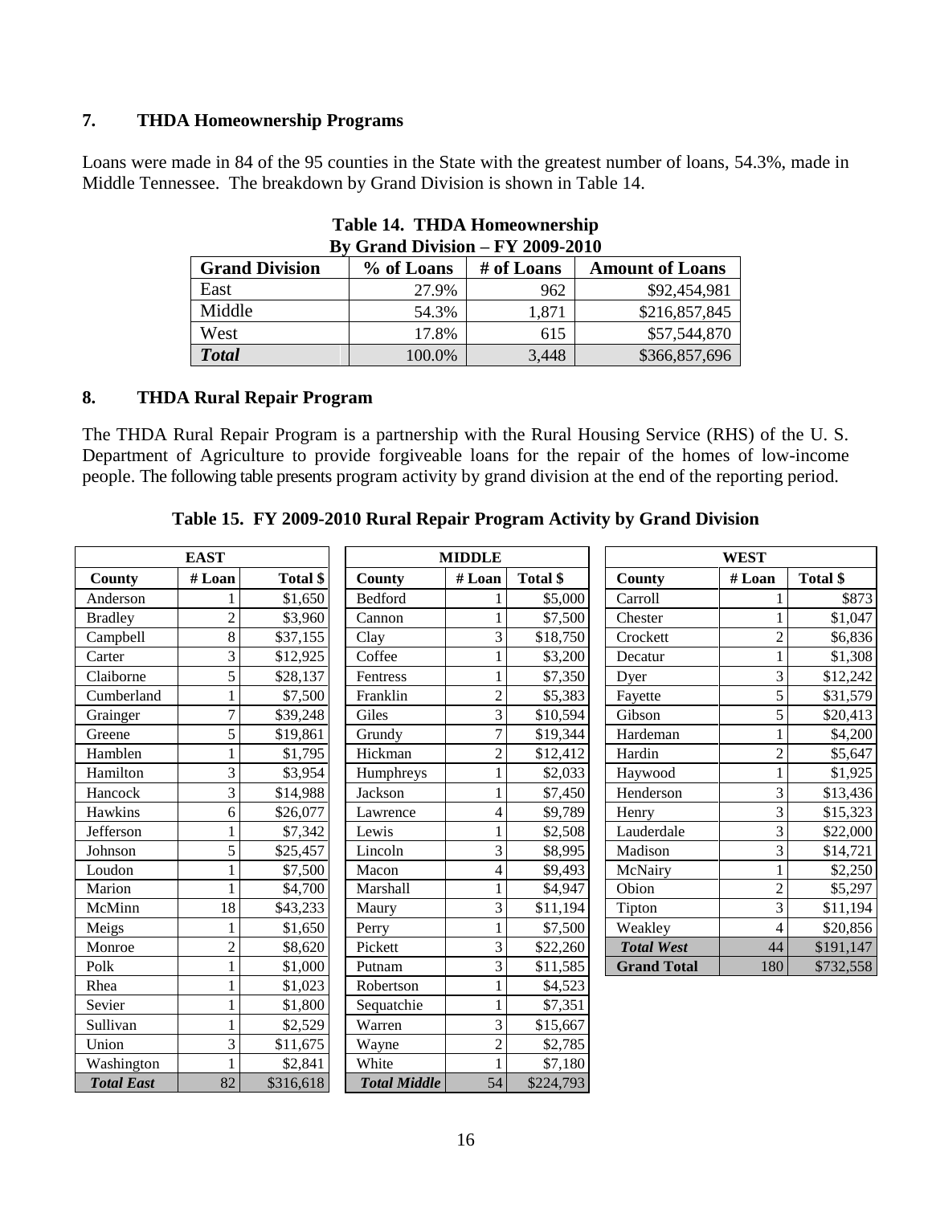## 7. THDA Homeownership Programs

Loans were made in 84 of the 95 counties in the State with the greatest number of loans, 54.3%, made in Middle Tennessee. The breakdown by Grand Division is shown in Table 14.

**Table 14. THDA Homeownership By Grand Division – FY 2009-2010**

| Grand Division | % of Loans | # of Loans | Amount of Loans |
|---|---|---|---|
| East | 27.9% | 962 | $92,454,981 |
| Middle | 54.3% | 1,871 | $216,857,845 |
| West | 17.8% | 615 | $57,544,870 |
| ***Total*** | 100.0% | 3,448 | $366,857,696 |

## 8. THDA Rural Repair Program

The THDA Rural Repair Program is a partnership with the Rural Housing Service (RHS) of the U. S. Department of Agriculture to provide forgiveable loans for the repair of the homes of low-income people. The following table presents program activity by grand division at the end of the reporting period.

**Table 15. FY 2009-2010 Rural Repair Program Activity by Grand Division**

| EAST | | |
|---|---|---|
| County | # Loan | Total $ |
| Anderson | 1 | $1,650 |
| Bradley | 2 | $3,960 |
| Campbell | 8 | $37,155 |
| Carter | 3 | $12,925 |
| Claiborne | 5 | $28,137 |
| Cumberland | 1 | $7,500 |
| Grainger | 7 | $39,248 |
| Greene | 5 | $19,861 |
| Hamblen | 1 | $1,795 |
| Hamilton | 3 | $3,954 |
| Hancock | 3 | $14,988 |
| Hawkins | 6 | $26,077 |
| Jefferson | 1 | $7,342 |
| Johnson | 5 | $25,457 |
| Loudon | 1 | $7,500 |
| Marion | 1 | $4,700 |
| McMinn | 18 | $43,233 |
| Meigs | 1 | $1,650 |
| Monroe | 2 | $8,620 |
| Polk | 1 | $1,000 |
| Rhea | 1 | $1,023 |
| Sevier | 1 | $1,800 |
| Sullivan | 1 | $2,529 |
| Union | 3 | $11,675 |
| Washington | 1 | $2,841 |
| ***Total East*** | 82 | $316,618 |

| MIDDLE | | |
|---|---|---|
| County | # Loan | Total $ |
| Bedford | 1 | $5,000 |
| Cannon | 1 | $7,500 |
| Clay | 3 | $18,750 |
| Coffee | 1 | $3,200 |
| Fentress | 1 | $7,350 |
| Franklin | 2 | $5,383 |
| Giles | 3 | $10,594 |
| Grundy | 7 | $19,344 |
| Hickman | 2 | $12,412 |
| Humphreys | 1 | $2,033 |
| Jackson | 1 | $7,450 |
| Lawrence | 4 | $9,789 |
| Lewis | 1 | $2,508 |
| Lincoln | 3 | $8,995 |
| Macon | 4 | $9,493 |
| Marshall | 1 | $4,947 |
| Maury | 3 | $11,194 |
| Perry | 1 | $7,500 |
| Pickett | 3 | $22,260 |
| Putnam | 3 | $11,585 |
| Robertson | 1 | $4,523 |
| Sequatchie | 1 | $7,351 |
| Warren | 3 | $15,667 |
| Wayne | 2 | $2,785 |
| White | 1 | $7,180 |
| ***Total Middle*** | 54 | $224,793 |

| WEST | | |
|---|---|---|
| County | # Loan | Total $ |
| Carroll | 1 | $873 |
| Chester | 1 | $1,047 |
| Crockett | 2 | $6,836 |
| Decatur | 1 | $1,308 |
| Dyer | 3 | $12,242 |
| Fayette | 5 | $31,579 |
| Gibson | 5 | $20,413 |
| Hardeman | 1 | $4,200 |
| Hardin | 2 | $5,647 |
| Haywood | 1 | $1,925 |
| Henderson | 3 | $13,436 |
| Henry | 3 | $15,323 |
| Lauderdale | 3 | $22,000 |
| Madison | 3 | $14,721 |
| McNairy | 1 | $2,250 |
| Obion | 2 | $5,297 |
| Tipton | 3 | $11,194 |
| Weakley | 4 | $20,856 |
| ***Total West*** | 44 | $191,147 |
| **Grand Total** | 180 | $732,558 |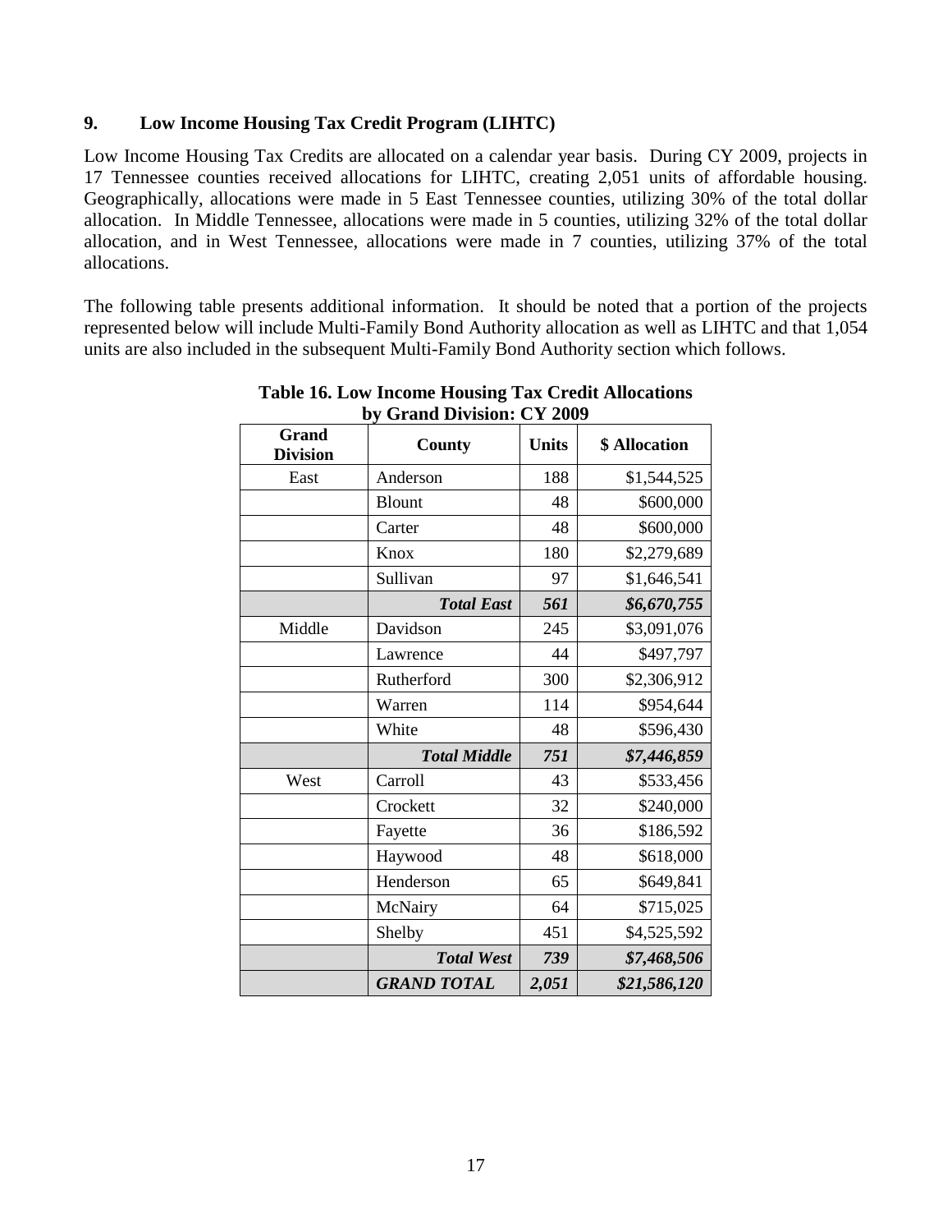## 9. Low Income Housing Tax Credit Program (LIHTC)

Low Income Housing Tax Credits are allocated on a calendar year basis. During CY 2009, projects in 17 Tennessee counties received allocations for LIHTC, creating 2,051 units of affordable housing. Geographically, allocations were made in 5 East Tennessee counties, utilizing 30% of the total dollar allocation. In Middle Tennessee, allocations were made in 5 counties, utilizing 32% of the total dollar allocation, and in West Tennessee, allocations were made in 7 counties, utilizing 37% of the total allocations.

The following table presents additional information. It should be noted that a portion of the projects represented below will include Multi-Family Bond Authority allocation as well as LIHTC and that 1,054 units are also included in the subsequent Multi-Family Bond Authority section which follows.

**Table 16. Low Income Housing Tax Credit Allocations by Grand Division: CY 2009**

| Grand Division | County | Units | $ Allocation |
|---|---|---|---|
| East | Anderson | 188 | $1,544,525 |
| | Blount | 48 | $600,000 |
| | Carter | 48 | $600,000 |
| | Knox | 180 | $2,279,689 |
| | Sullivan | 97 | $1,646,541 |
| | ***Total East*** | ***561*** | ***$6,670,755*** |
| Middle | Davidson | 245 | $3,091,076 |
| | Lawrence | 44 | $497,797 |
| | Rutherford | 300 | $2,306,912 |
| | Warren | 114 | $954,644 |
| | White | 48 | $596,430 |
| | ***Total Middle*** | ***751*** | ***$7,446,859*** |
| West | Carroll | 43 | $533,456 |
| | Crockett | 32 | $240,000 |
| | Fayette | 36 | $186,592 |
| | Haywood | 48 | $618,000 |
| | Henderson | 65 | $649,841 |
| | McNairy | 64 | $715,025 |
| | Shelby | 451 | $4,525,592 |
| | ***Total West*** | ***739*** | ***$7,468,506*** |
| | ***GRAND TOTAL*** | ***2,051*** | ***$21,586,120*** |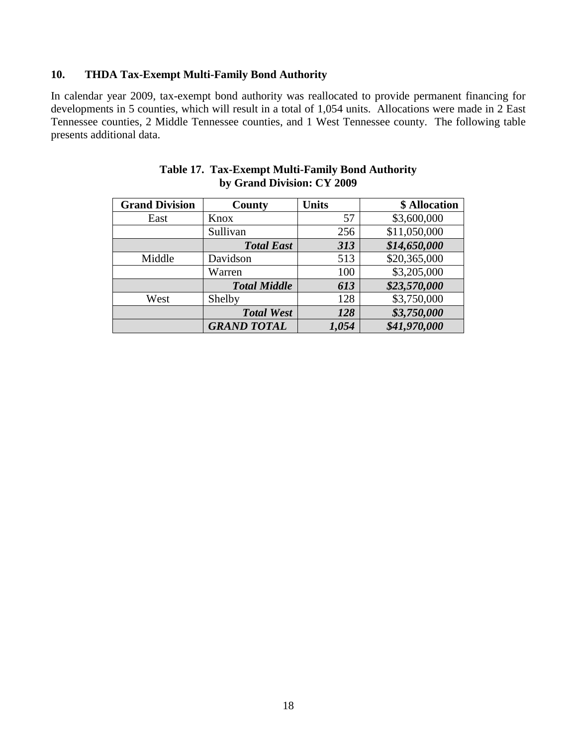### 10. THDA Tax-Exempt Multi-Family Bond Authority

In calendar year 2009, tax-exempt bond authority was reallocated to provide permanent financing for developments in 5 counties, which will result in a total of 1,054 units. Allocations were made in 2 East Tennessee counties, 2 Middle Tennessee counties, and 1 West Tennessee county. The following table presents additional data.

**Table 17. Tax-Exempt Multi-Family Bond Authority by Grand Division: CY 2009**

| Grand Division | County | Units | $ Allocation |
|---|---|---|---|
| East | Knox | 57 | $3,600,000 |
| | Sullivan | 256 | $11,050,000 |
| | ***Total East*** | ***313*** | ***$14,650,000*** |
| Middle | Davidson | 513 | $20,365,000 |
| | Warren | 100 | $3,205,000 |
| | ***Total Middle*** | ***613*** | ***$23,570,000*** |
| West | Shelby | 128 | $3,750,000 |
| | ***Total West*** | ***128*** | ***$3,750,000*** |
| | ***GRAND TOTAL*** | ***1,054*** | ***$41,970,000*** |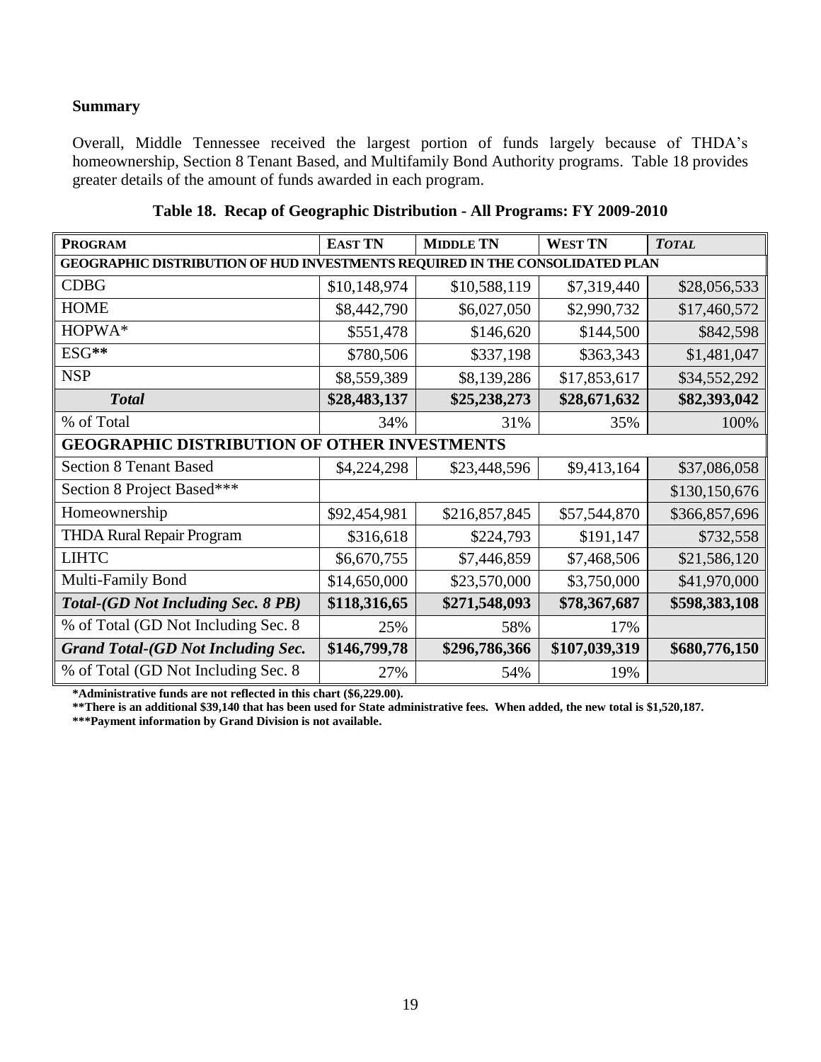**Summary**

Overall, Middle Tennessee received the largest portion of funds largely because of THDA's homeownership, Section 8 Tenant Based, and Multifamily Bond Authority programs. Table 18 provides greater details of the amount of funds awarded in each program.

**Table 18. Recap of Geographic Distribution - All Programs: FY 2009-2010**

| PROGRAM | EAST TN | MIDDLE TN | WEST TN | *TOTAL* |
|---|---|---|---|---|
| **GEOGRAPHIC DISTRIBUTION OF HUD INVESTMENTS REQUIRED IN THE CONSOLIDATED PLAN** | | | | |
| CDBG | $10,148,974 | $10,588,119 | $7,319,440 | $28,056,533 |
| HOME | $8,442,790 | $6,027,050 | $2,990,732 | $17,460,572 |
| HOPWA* | $551,478 | $146,620 | $144,500 | $842,598 |
| ESG** | $780,506 | $337,198 | $363,343 | $1,481,047 |
| NSP | $8,559,389 | $8,139,286 | $17,853,617 | $34,552,292 |
| ***Total*** | **$28,483,137** | **$25,238,273** | **$28,671,632** | **$82,393,042** |
| % of Total | 34% | 31% | 35% | 100% |
| **GEOGRAPHIC DISTRIBUTION OF OTHER INVESTMENTS** | | | | |
| Section 8 Tenant Based | $4,224,298 | $23,448,596 | $9,413,164 | $37,086,058 |
| Section 8 Project Based*** | | | | $130,150,676 |
| Homeownership | $92,454,981 | $216,857,845 | $57,544,870 | $366,857,696 |
| THDA Rural Repair Program | $316,618 | $224,793 | $191,147 | $732,558 |
| LIHTC | $6,670,755 | $7,446,859 | $7,468,506 | $21,586,120 |
| Multi-Family Bond | $14,650,000 | $23,570,000 | $3,750,000 | $41,970,000 |
| ***Total-(GD Not Including Sec. 8 PB)*** | **$118,316,65** | **$271,548,093** | **$78,367,687** | **$598,383,108** |
| % of Total (GD Not Including Sec. 8 | 25% | 58% | 17% | |
| ***Grand Total-(GD Not Including Sec.*** | **$146,799,78** | **$296,786,366** | **$107,039,319** | **$680,776,150** |
| % of Total (GD Not Including Sec. 8 | 27% | 54% | 19% | |

**\*Administrative funds are not reflected in this chart ($6,229.00).**

**\*\*There is an additional $39,140 that has been used for State administrative fees. When added, the new total is $1,520,187.**

**\*\*\*Payment information by Grand Division is not available.**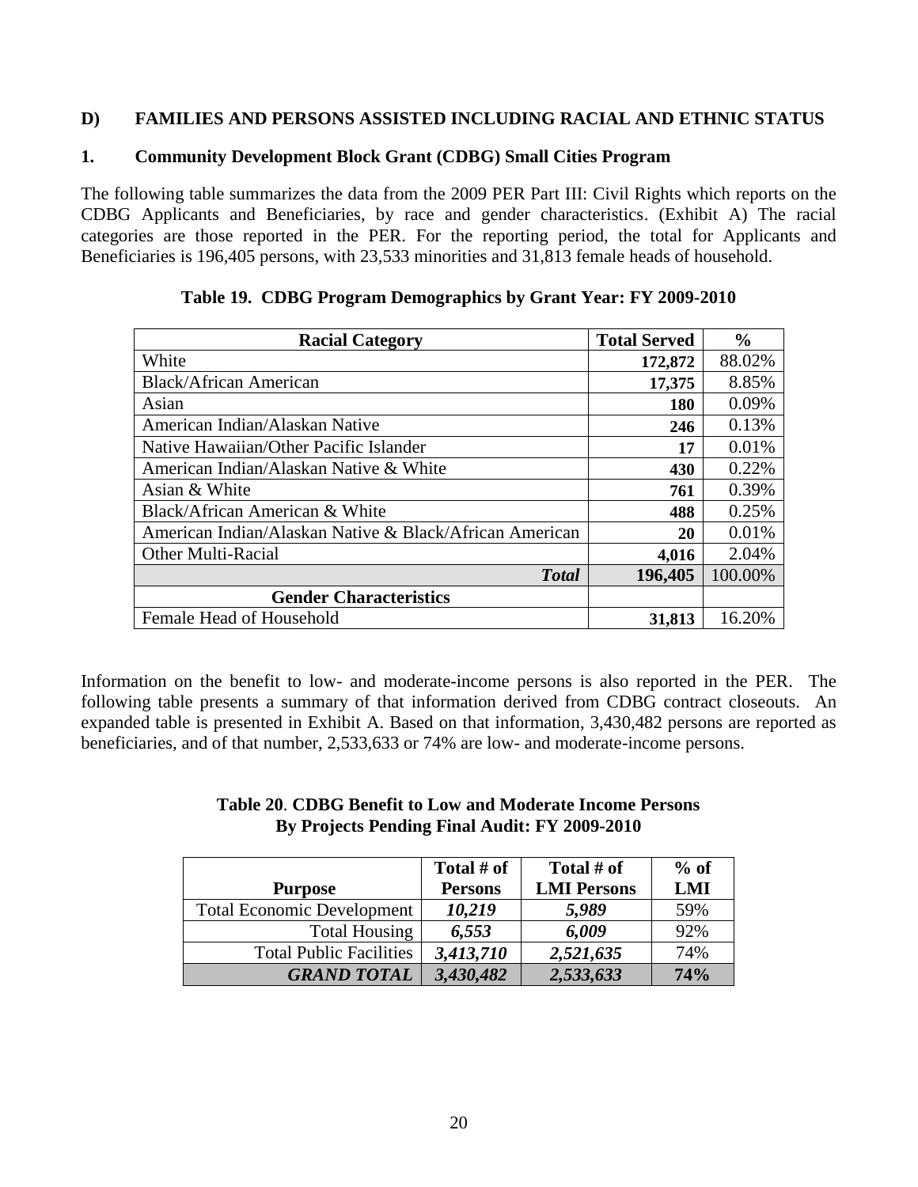## D) FAMILIES AND PERSONS ASSISTED INCLUDING RACIAL AND ETHNIC STATUS

### 1. Community Development Block Grant (CDBG) Small Cities Program

The following table summarizes the data from the 2009 PER Part III: Civil Rights which reports on the CDBG Applicants and Beneficiaries, by race and gender characteristics. (Exhibit A) The racial categories are those reported in the PER. For the reporting period, the total for Applicants and Beneficiaries is 196,405 persons, with 23,533 minorities and 31,813 female heads of household.

**Table 19. CDBG Program Demographics by Grant Year: FY 2009-2010**

| Racial Category | Total Served | % |
|---|---|---|
| White | **172,872** | 88.02% |
| Black/African American | **17,375** | 8.85% |
| Asian | **180** | 0.09% |
| American Indian/Alaskan Native | **246** | 0.13% |
| Native Hawaiian/Other Pacific Islander | **17** | 0.01% |
| American Indian/Alaskan Native & White | **430** | 0.22% |
| Asian & White | **761** | 0.39% |
| Black/African American & White | **488** | 0.25% |
| American Indian/Alaskan Native & Black/African American | **20** | 0.01% |
| Other Multi-Racial | **4,016** | 2.04% |
| ***Total*** | **196,405** | 100.00% |
| **Gender Characteristics** | | |
| Female Head of Household | **31,813** | 16.20% |

Information on the benefit to low- and moderate-income persons is also reported in the PER. The following table presents a summary of that information derived from CDBG contract closeouts. An expanded table is presented in Exhibit A. Based on that information, 3,430,482 persons are reported as beneficiaries, and of that number, 2,533,633 or 74% are low- and moderate-income persons.

**Table 20. CDBG Benefit to Low and Moderate Income Persons By Projects Pending Final Audit: FY 2009-2010**

| Purpose | Total # of Persons | Total # of LMI Persons | % of LMI |
|---|---|---|---|
| Total Economic Development | ***10,219*** | ***5,989*** | 59% |
| Total Housing | ***6,553*** | ***6,009*** | 92% |
| Total Public Facilities | ***3,413,710*** | ***2,521,635*** | 74% |
| ***GRAND TOTAL*** | ***3,430,482*** | ***2,533,633*** | **74%** |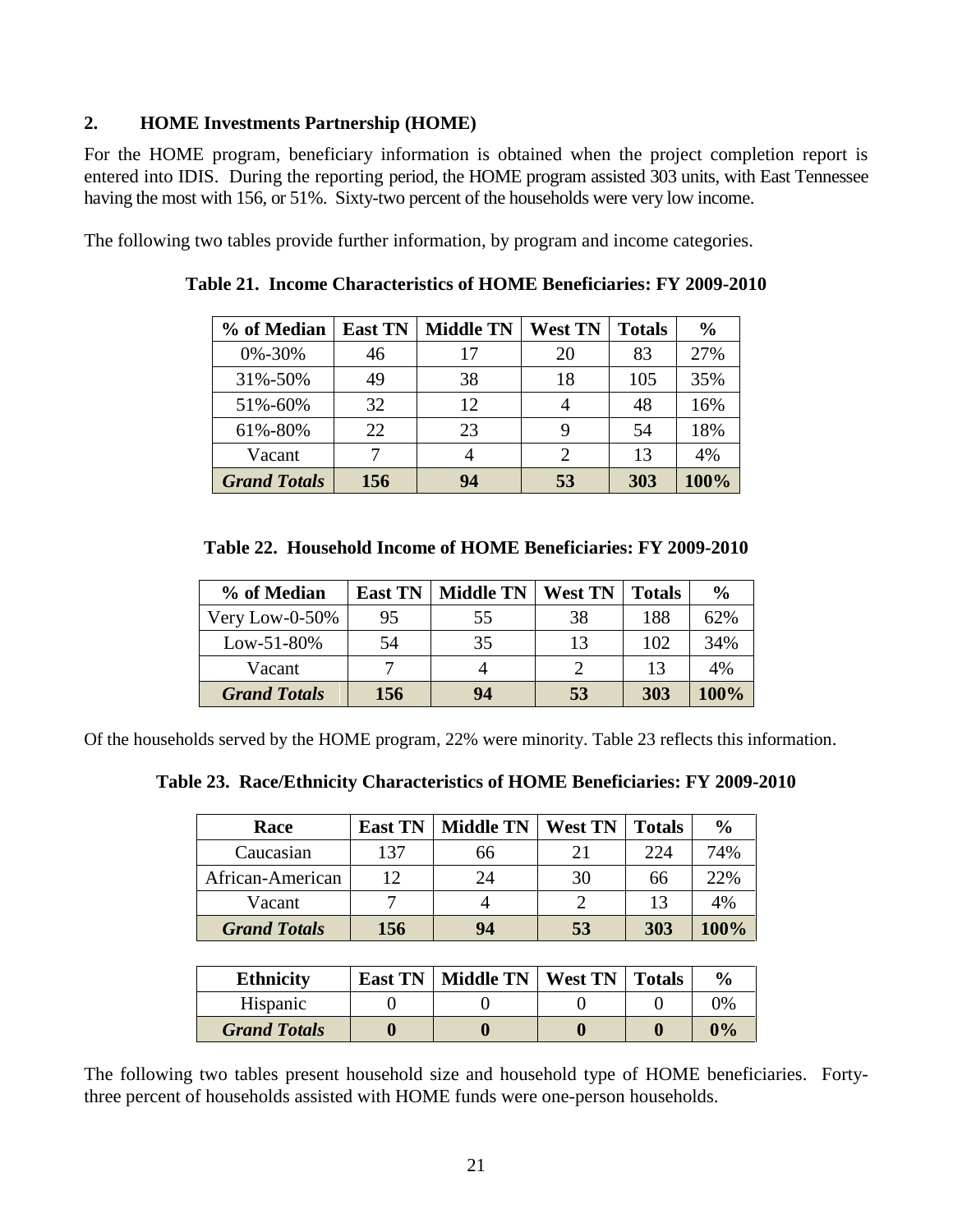## 2. HOME Investments Partnership (HOME)

For the HOME program, beneficiary information is obtained when the project completion report is entered into IDIS. During the reporting period, the HOME program assisted 303 units, with East Tennessee having the most with 156, or 51%. Sixty-two percent of the households were very low income.

The following two tables provide further information, by program and income categories.

**Table 21. Income Characteristics of HOME Beneficiaries: FY 2009-2010**

| % of Median | East TN | Middle TN | West TN | Totals | % |
|---|---|---|---|---|---|
| 0%-30% | 46 | 17 | 20 | 83 | 27% |
| 31%-50% | 49 | 38 | 18 | 105 | 35% |
| 51%-60% | 32 | 12 | 4 | 48 | 16% |
| 61%-80% | 22 | 23 | 9 | 54 | 18% |
| Vacant | 7 | 4 | 2 | 13 | 4% |
| ***Grand Totals*** | **156** | **94** | **53** | **303** | **100%** |

**Table 22. Household Income of HOME Beneficiaries: FY 2009-2010**

| % of Median | East TN | Middle TN | West TN | Totals | % |
|---|---|---|---|---|---|
| Very Low-0-50% | 95 | 55 | 38 | 188 | 62% |
| Low-51-80% | 54 | 35 | 13 | 102 | 34% |
| Vacant | 7 | 4 | 2 | 13 | 4% |
| ***Grand Totals*** | **156** | **94** | **53** | **303** | **100%** |

Of the households served by the HOME program, 22% were minority. Table 23 reflects this information.

**Table 23. Race/Ethnicity Characteristics of HOME Beneficiaries: FY 2009-2010**

| Race | East TN | Middle TN | West TN | Totals | % |
|---|---|---|---|---|---|
| Caucasian | 137 | 66 | 21 | 224 | 74% |
| African-American | 12 | 24 | 30 | 66 | 22% |
| Vacant | 7 | 4 | 2 | 13 | 4% |
| ***Grand Totals*** | **156** | **94** | **53** | **303** | **100%** |

| Ethnicity | East TN | Middle TN | West TN | Totals | % |
|---|---|---|---|---|---|
| Hispanic | 0 | 0 | 0 | 0 | 0% |
| ***Grand Totals*** | **0** | **0** | **0** | **0** | **0%** |

The following two tables present household size and household type of HOME beneficiaries. Forty-three percent of households assisted with HOME funds were one-person households.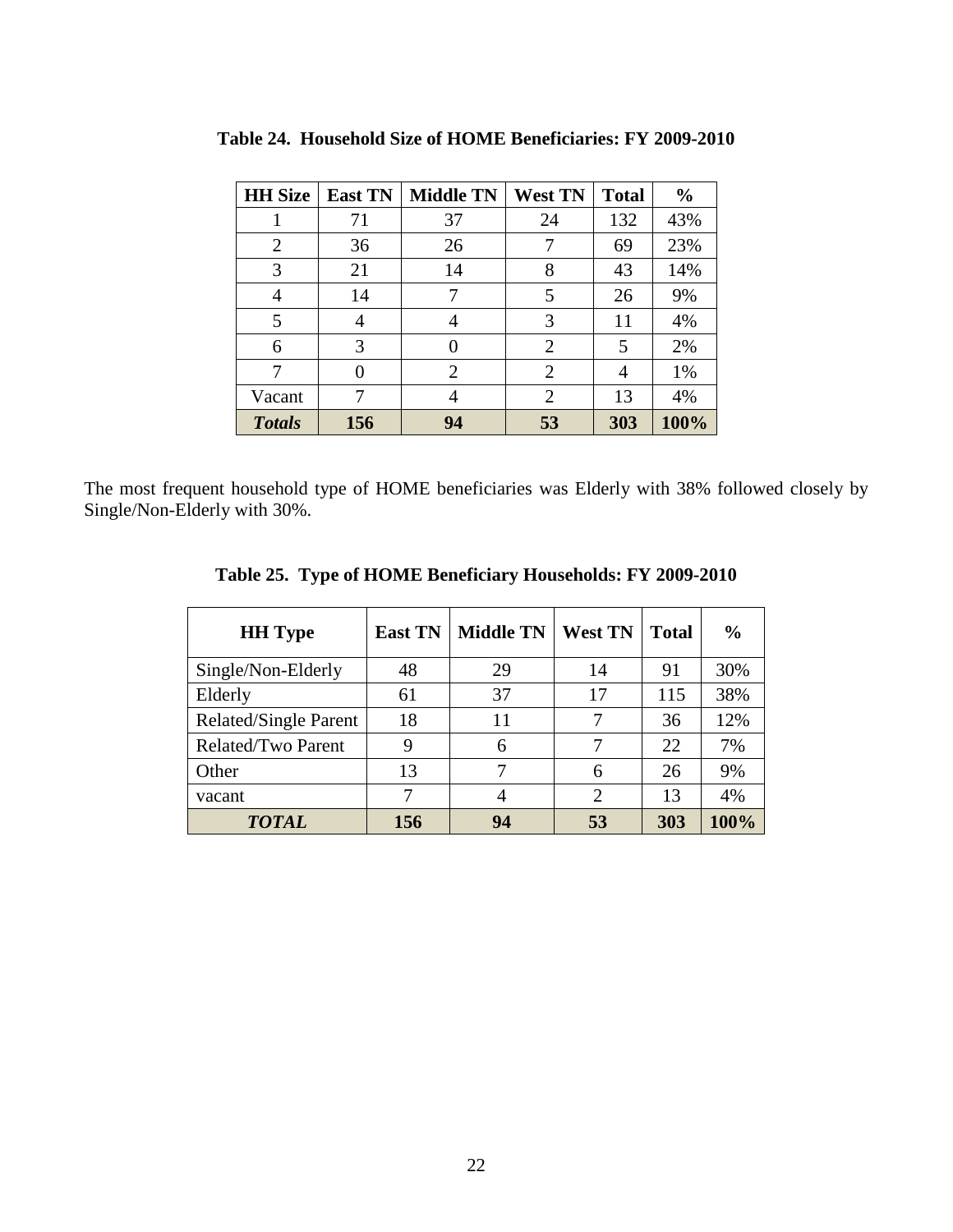**Table 24. Household Size of HOME Beneficiaries: FY 2009-2010**

| HH Size | East TN | Middle TN | West TN | Total | % |
|---|---|---|---|---|---|
| 1 | 71 | 37 | 24 | 132 | 43% |
| 2 | 36 | 26 | 7 | 69 | 23% |
| 3 | 21 | 14 | 8 | 43 | 14% |
| 4 | 14 | 7 | 5 | 26 | 9% |
| 5 | 4 | 4 | 3 | 11 | 4% |
| 6 | 3 | 0 | 2 | 5 | 2% |
| 7 | 0 | 2 | 2 | 4 | 1% |
| Vacant | 7 | 4 | 2 | 13 | 4% |
| ***Totals*** | **156** | **94** | **53** | **303** | **100%** |

The most frequent household type of HOME beneficiaries was Elderly with 38% followed closely by Single/Non-Elderly with 30%.

**Table 25. Type of HOME Beneficiary Households: FY 2009-2010**

| HH Type | East TN | Middle TN | West TN | Total | % |
|---|---|---|---|---|---|
| Single/Non-Elderly | 48 | 29 | 14 | 91 | 30% |
| Elderly | 61 | 37 | 17 | 115 | 38% |
| Related/Single Parent | 18 | 11 | 7 | 36 | 12% |
| Related/Two Parent | 9 | 6 | 7 | 22 | 7% |
| Other | 13 | 7 | 6 | 26 | 9% |
| vacant | 7 | 4 | 2 | 13 | 4% |
| ***TOTAL*** | **156** | **94** | **53** | **303** | **100%** |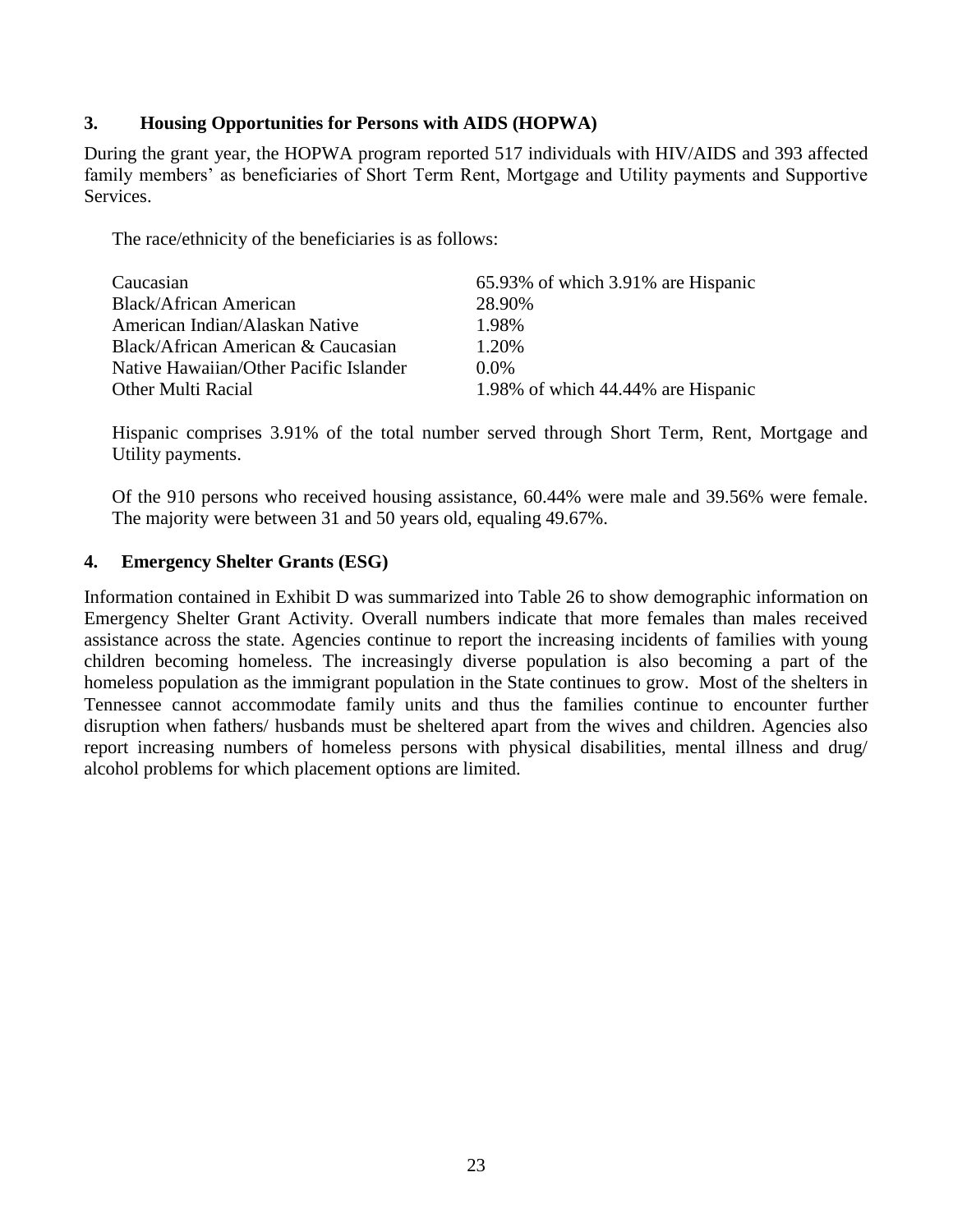### 3. Housing Opportunities for Persons with AIDS (HOPWA)

During the grant year, the HOPWA program reported 517 individuals with HIV/AIDS and 393 affected family members' as beneficiaries of Short Term Rent, Mortgage and Utility payments and Supportive Services.

The race/ethnicity of the beneficiaries is as follows:

| | |
|---|---|
| Caucasian | 65.93% of which 3.91% are Hispanic |
| Black/African American | 28.90% |
| American Indian/Alaskan Native | 1.98% |
| Black/African American & Caucasian | 1.20% |
| Native Hawaiian/Other Pacific Islander | 0.0% |
| Other Multi Racial | 1.98% of which 44.44% are Hispanic |

Hispanic comprises 3.91% of the total number served through Short Term, Rent, Mortgage and Utility payments.

Of the 910 persons who received housing assistance, 60.44% were male and 39.56% were female. The majority were between 31 and 50 years old, equaling 49.67%.

### 4. Emergency Shelter Grants (ESG)

Information contained in Exhibit D was summarized into Table 26 to show demographic information on Emergency Shelter Grant Activity. Overall numbers indicate that more females than males received assistance across the state. Agencies continue to report the increasing incidents of families with young children becoming homeless. The increasingly diverse population is also becoming a part of the homeless population as the immigrant population in the State continues to grow. Most of the shelters in Tennessee cannot accommodate family units and thus the families continue to encounter further disruption when fathers/ husbands must be sheltered apart from the wives and children. Agencies also report increasing numbers of homeless persons with physical disabilities, mental illness and drug/ alcohol problems for which placement options are limited.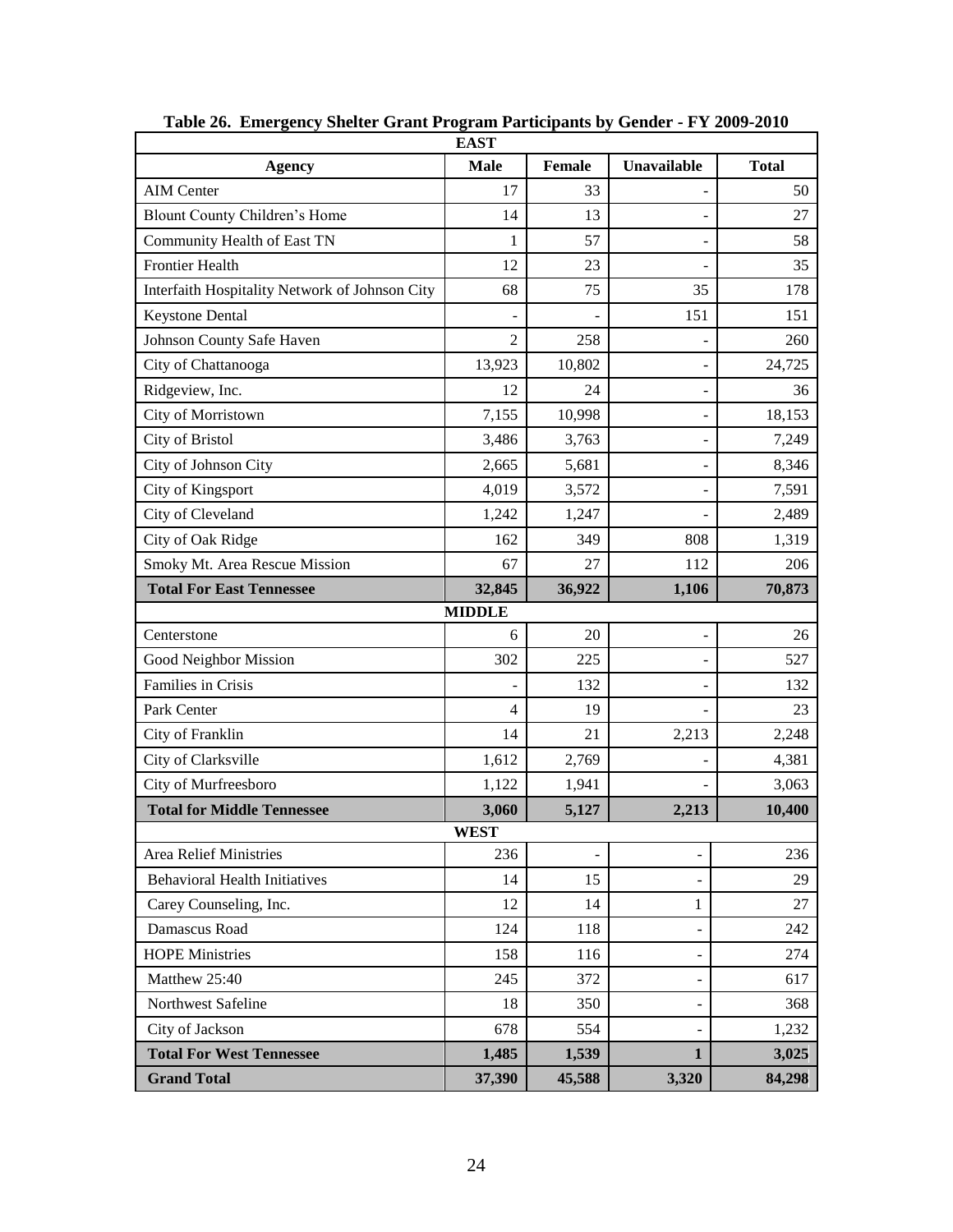**Table 26. Emergency Shelter Grant Program Participants by Gender - FY 2009-2010**

| Agency | Male | Female | Unavailable | Total |
|---|---|---|---|---|
| **EAST** | | | | |
| AIM Center | 17 | 33 | - | 50 |
| Blount County Children's Home | 14 | 13 | - | 27 |
| Community Health of East TN | 1 | 57 | - | 58 |
| Frontier Health | 12 | 23 | - | 35 |
| Interfaith Hospitality Network of Johnson City | 68 | 75 | 35 | 178 |
| Keystone Dental | - | - | 151 | 151 |
| Johnson County Safe Haven | 2 | 258 | - | 260 |
| City of Chattanooga | 13,923 | 10,802 | - | 24,725 |
| Ridgeview, Inc. | 12 | 24 | - | 36 |
| City of Morristown | 7,155 | 10,998 | - | 18,153 |
| City of Bristol | 3,486 | 3,763 | - | 7,249 |
| City of Johnson City | 2,665 | 5,681 | - | 8,346 |
| City of Kingsport | 4,019 | 3,572 | - | 7,591 |
| City of Cleveland | 1,242 | 1,247 | - | 2,489 |
| City of Oak Ridge | 162 | 349 | 808 | 1,319 |
| Smoky Mt. Area Rescue Mission | 67 | 27 | 112 | 206 |
| **Total For East Tennessee** | **32,845** | **36,922** | **1,106** | **70,873** |
| **MIDDLE** | | | | |
| Centerstone | 6 | 20 | - | 26 |
| Good Neighbor Mission | 302 | 225 | - | 527 |
| Families in Crisis | - | 132 | - | 132 |
| Park Center | 4 | 19 | - | 23 |
| City of Franklin | 14 | 21 | 2,213 | 2,248 |
| City of Clarksville | 1,612 | 2,769 | - | 4,381 |
| City of Murfreesboro | 1,122 | 1,941 | - | 3,063 |
| **Total for Middle Tennessee** | **3,060** | **5,127** | **2,213** | **10,400** |
| **WEST** | | | | |
| Area Relief Ministries | 236 | - | - | 236 |
| Behavioral Health Initiatives | 14 | 15 | - | 29 |
| Carey Counseling, Inc. | 12 | 14 | 1 | 27 |
| Damascus Road | 124 | 118 | - | 242 |
| HOPE Ministries | 158 | 116 | - | 274 |
| Matthew 25:40 | 245 | 372 | - | 617 |
| Northwest Safeline | 18 | 350 | - | 368 |
| City of Jackson | 678 | 554 | - | 1,232 |
| **Total For West Tennessee** | **1,485** | **1,539** | **1** | **3,025** |
| **Grand Total** | **37,390** | **45,588** | **3,320** | **84,298** |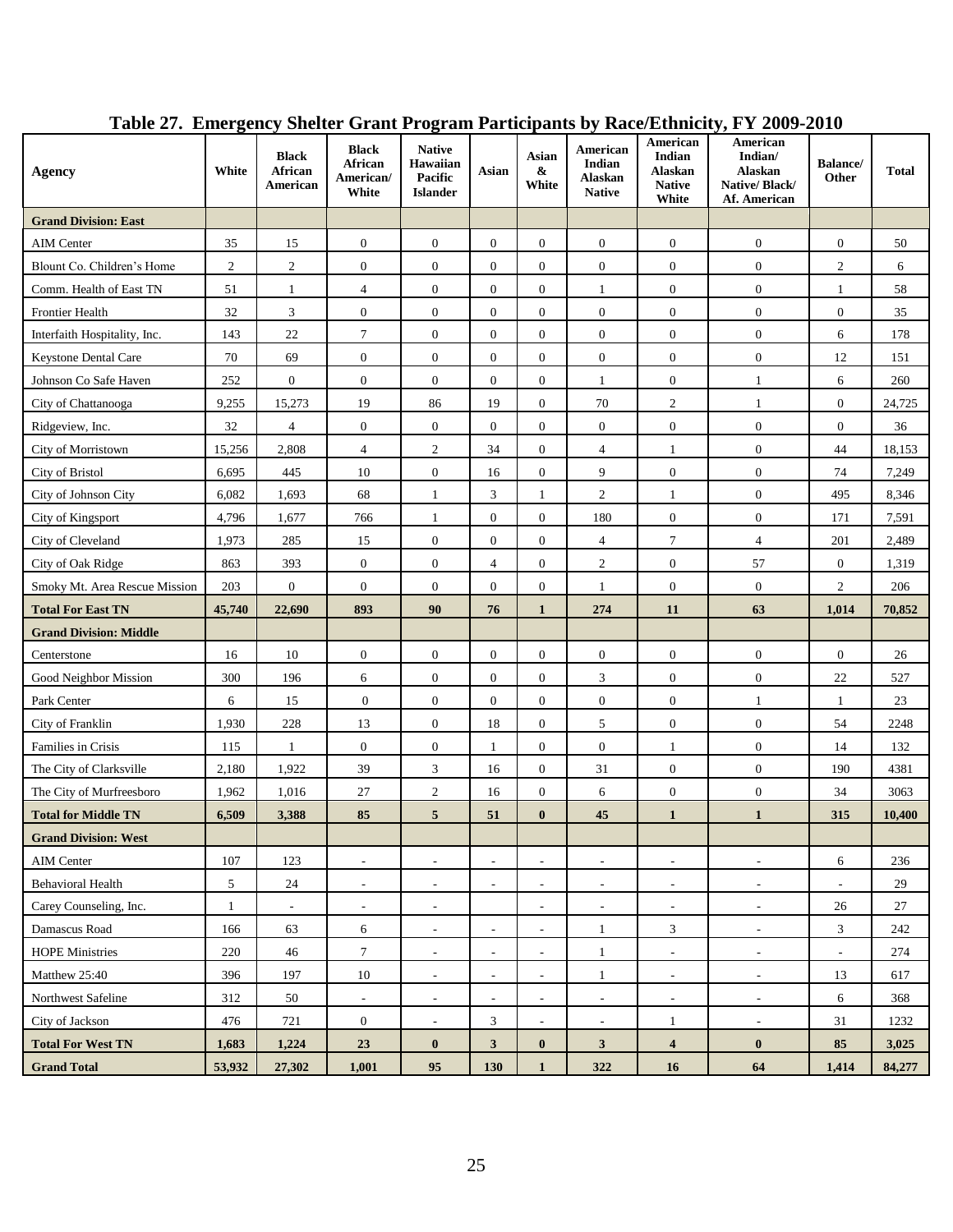## Table 27. Emergency Shelter Grant Program Participants by Race/Ethnicity, FY 2009-2010

| Agency | White | Black African American | Black African American/ White | Native Hawaiian Pacific Islander | Asian | Asian & White | American Indian Alaskan Native | American Indian Alaskan Native White | American Indian/ Alaskan Native/ Black/ Af. American | Balance/ Other | Total |
|---|---|---|---|---|---|---|---|---|---|---|---|
| **Grand Division: East** | | | | | | | | | | | |
| AIM Center | 35 | 15 | 0 | 0 | 0 | 0 | 0 | 0 | 0 | 0 | 50 |
| Blount Co. Children's Home | 2 | 2 | 0 | 0 | 0 | 0 | 0 | 0 | 0 | 2 | 6 |
| Comm. Health of East TN | 51 | 1 | 4 | 0 | 0 | 0 | 1 | 0 | 0 | 1 | 58 |
| Frontier Health | 32 | 3 | 0 | 0 | 0 | 0 | 0 | 0 | 0 | 0 | 35 |
| Interfaith Hospitality, Inc. | 143 | 22 | 7 | 0 | 0 | 0 | 0 | 0 | 0 | 6 | 178 |
| Keystone Dental Care | 70 | 69 | 0 | 0 | 0 | 0 | 0 | 0 | 0 | 12 | 151 |
| Johnson Co Safe Haven | 252 | 0 | 0 | 0 | 0 | 0 | 1 | 0 | 1 | 6 | 260 |
| City of Chattanooga | 9,255 | 15,273 | 19 | 86 | 19 | 0 | 70 | 2 | 1 | 0 | 24,725 |
| Ridgeview, Inc. | 32 | 4 | 0 | 0 | 0 | 0 | 0 | 0 | 0 | 0 | 36 |
| City of Morristown | 15,256 | 2,808 | 4 | 2 | 34 | 0 | 4 | 1 | 0 | 44 | 18,153 |
| City of Bristol | 6,695 | 445 | 10 | 0 | 16 | 0 | 9 | 0 | 0 | 74 | 7,249 |
| City of Johnson City | 6,082 | 1,693 | 68 | 1 | 3 | 1 | 2 | 1 | 0 | 495 | 8,346 |
| City of Kingsport | 4,796 | 1,677 | 766 | 1 | 0 | 0 | 180 | 0 | 0 | 171 | 7,591 |
| City of Cleveland | 1,973 | 285 | 15 | 0 | 0 | 0 | 4 | 7 | 4 | 201 | 2,489 |
| City of Oak Ridge | 863 | 393 | 0 | 0 | 4 | 0 | 2 | 0 | 57 | 0 | 1,319 |
| Smoky Mt. Area Rescue Mission | 203 | 0 | 0 | 0 | 0 | 0 | 1 | 0 | 0 | 2 | 206 |
| **Total For East TN** | **45,740** | **22,690** | **893** | **90** | **76** | **1** | **274** | **11** | **63** | **1,014** | **70,852** |
| **Grand Division: Middle** | | | | | | | | | | | |
| Centerstone | 16 | 10 | 0 | 0 | 0 | 0 | 0 | 0 | 0 | 0 | 26 |
| Good Neighbor Mission | 300 | 196 | 6 | 0 | 0 | 0 | 3 | 0 | 0 | 22 | 527 |
| Park Center | 6 | 15 | 0 | 0 | 0 | 0 | 0 | 0 | 1 | 1 | 23 |
| City of Franklin | 1,930 | 228 | 13 | 0 | 18 | 0 | 5 | 0 | 0 | 54 | 2248 |
| Families in Crisis | 115 | 1 | 0 | 0 | 1 | 0 | 0 | 1 | 0 | 14 | 132 |
| The City of Clarksville | 2,180 | 1,922 | 39 | 3 | 16 | 0 | 31 | 0 | 0 | 190 | 4381 |
| The City of Murfreesboro | 1,962 | 1,016 | 27 | 2 | 16 | 0 | 6 | 0 | 0 | 34 | 3063 |
| **Total for Middle TN** | **6,509** | **3,388** | **85** | **5** | **51** | **0** | **45** | **1** | **1** | **315** | **10,400** |
| **Grand Division: West** | | | | | | | | | | | |
| AIM Center | 107 | 123 | - | - | - | - | - | - | - | 6 | 236 |
| Behavioral Health | 5 | 24 | - | - | - | - | - | - | - | - | 29 |
| Carey Counseling, Inc. | 1 | - | - | - | | - | - | - | - | 26 | 27 |
| Damascus Road | 166 | 63 | 6 | - | - | - | 1 | 3 | - | 3 | 242 |
| HOPE Ministries | 220 | 46 | 7 | - | - | - | 1 | - | - | - | 274 |
| Matthew 25:40 | 396 | 197 | 10 | - | - | - | 1 | - | - | 13 | 617 |
| Northwest Safeline | 312 | 50 | - | - | - | - | - | - | - | 6 | 368 |
| City of Jackson | 476 | 721 | 0 | - | 3 | - | - | 1 | - | 31 | 1232 |
| **Total For West TN** | **1,683** | **1,224** | **23** | **0** | **3** | **0** | **3** | **4** | **0** | **85** | **3,025** |
| **Grand Total** | **53,932** | **27,302** | **1,001** | **95** | **130** | **1** | **322** | **16** | **64** | **1,414** | **84,277** |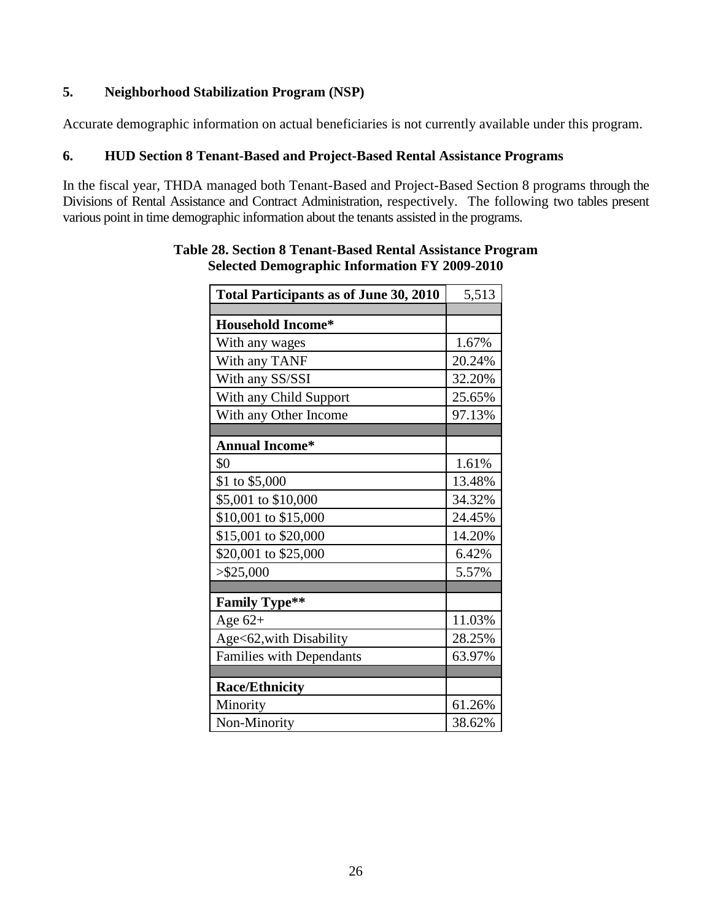## 5. Neighborhood Stabilization Program (NSP)

Accurate demographic information on actual beneficiaries is not currently available under this program.

## 6. HUD Section 8 Tenant-Based and Project-Based Rental Assistance Programs

In the fiscal year, THDA managed both Tenant-Based and Project-Based Section 8 programs through the Divisions of Rental Assistance and Contract Administration, respectively. The following two tables present various point in time demographic information about the tenants assisted in the programs.

**Table 28. Section 8 Tenant-Based Rental Assistance Program Selected Demographic Information FY 2009-2010**

| **Total Participants as of June 30, 2010** | 5,513 |
|---|---|
| | |
| **Household Income*** | |
| With any wages | 1.67% |
| With any TANF | 20.24% |
| With any SS/SSI | 32.20% |
| With any Child Support | 25.65% |
| With any Other Income | 97.13% |
| | |
| **Annual Income*** | |
| $0 | 1.61% |
| $1 to $5,000 | 13.48% |
| $5,001 to $10,000 | 34.32% |
| $10,001 to $15,000 | 24.45% |
| $15,001 to $20,000 | 14.20% |
| $20,001 to $25,000 | 6.42% |
| >$25,000 | 5.57% |
| | |
| **Family Type**** | |
| Age 62+ | 11.03% |
| Age<62,with Disability | 28.25% |
| Families with Dependants | 63.97% |
| | |
| **Race/Ethnicity** | |
| Minority | 61.26% |
| Non-Minority | 38.62% |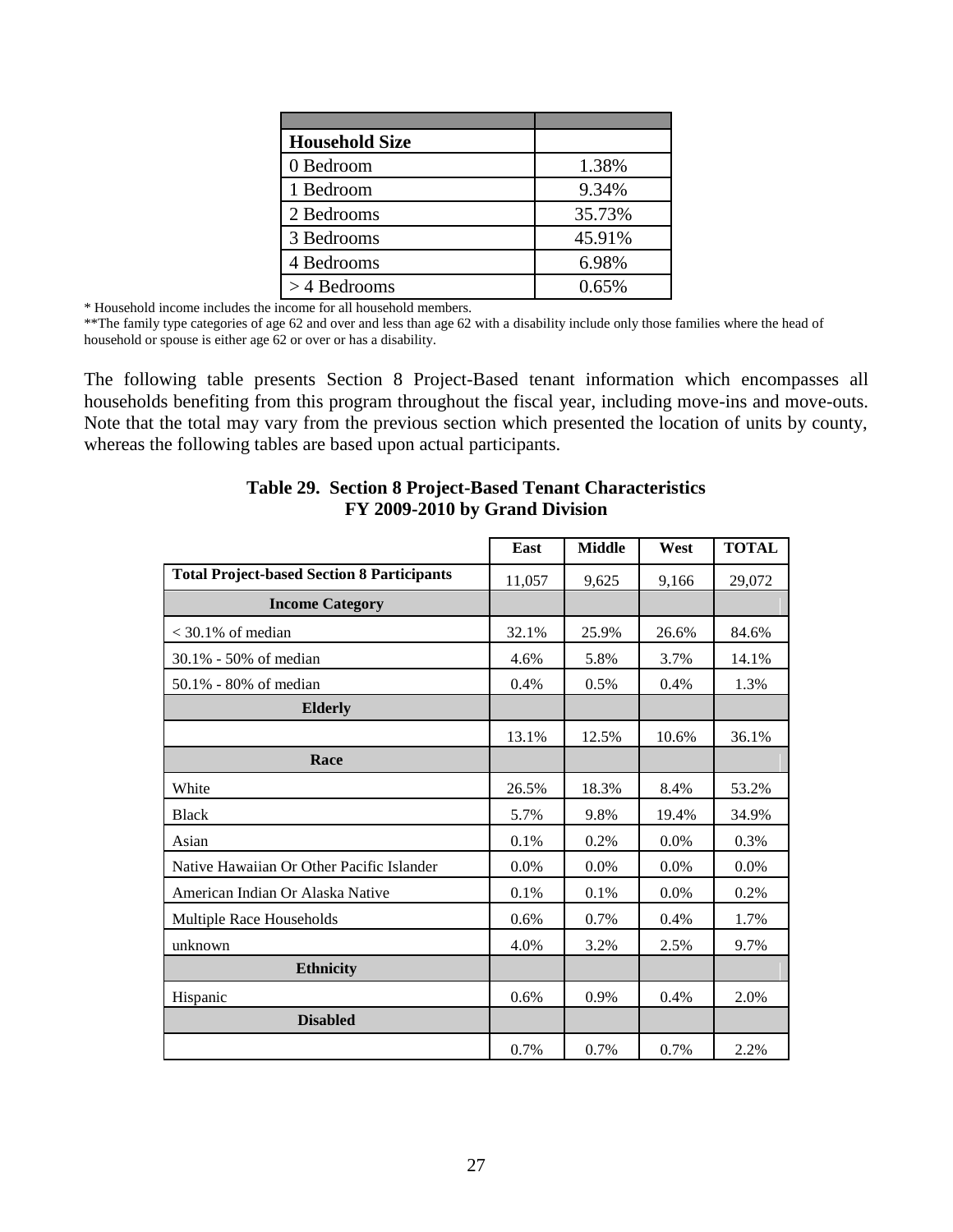| | |
|---|---|
| **Household Size** | |
| 0 Bedroom | 1.38% |
| 1 Bedroom | 9.34% |
| 2 Bedrooms | 35.73% |
| 3 Bedrooms | 45.91% |
| 4 Bedrooms | 6.98% |
| > 4 Bedrooms | 0.65% |

* Household income includes the income for all household members.

**The family type categories of age 62 and over and less than age 62 with a disability include only those families where the head of household or spouse is either age 62 or over or has a disability.

The following table presents Section 8 Project-Based tenant information which encompasses all households benefiting from this program throughout the fiscal year, including move-ins and move-outs. Note that the total may vary from the previous section which presented the location of units by county, whereas the following tables are based upon actual participants.

**Table 29. Section 8 Project-Based Tenant Characteristics FY 2009-2010 by Grand Division**

| | East | Middle | West | TOTAL |
|---|---|---|---|---|
| **Total Project-based Section 8 Participants** | 11,057 | 9,625 | 9,166 | 29,072 |
| **Income Category** | | | | |
| < 30.1% of median | 32.1% | 25.9% | 26.6% | 84.6% |
| 30.1% - 50% of median | 4.6% | 5.8% | 3.7% | 14.1% |
| 50.1% - 80% of median | 0.4% | 0.5% | 0.4% | 1.3% |
| **Elderly** | | | | |
| | 13.1% | 12.5% | 10.6% | 36.1% |
| **Race** | | | | |
| White | 26.5% | 18.3% | 8.4% | 53.2% |
| Black | 5.7% | 9.8% | 19.4% | 34.9% |
| Asian | 0.1% | 0.2% | 0.0% | 0.3% |
| Native Hawaiian Or Other Pacific Islander | 0.0% | 0.0% | 0.0% | 0.0% |
| American Indian Or Alaska Native | 0.1% | 0.1% | 0.0% | 0.2% |
| Multiple Race Households | 0.6% | 0.7% | 0.4% | 1.7% |
| unknown | 4.0% | 3.2% | 2.5% | 9.7% |
| **Ethnicity** | | | | |
| Hispanic | 0.6% | 0.9% | 0.4% | 2.0% |
| **Disabled** | | | | |
| | 0.7% | 0.7% | 0.7% | 2.2% |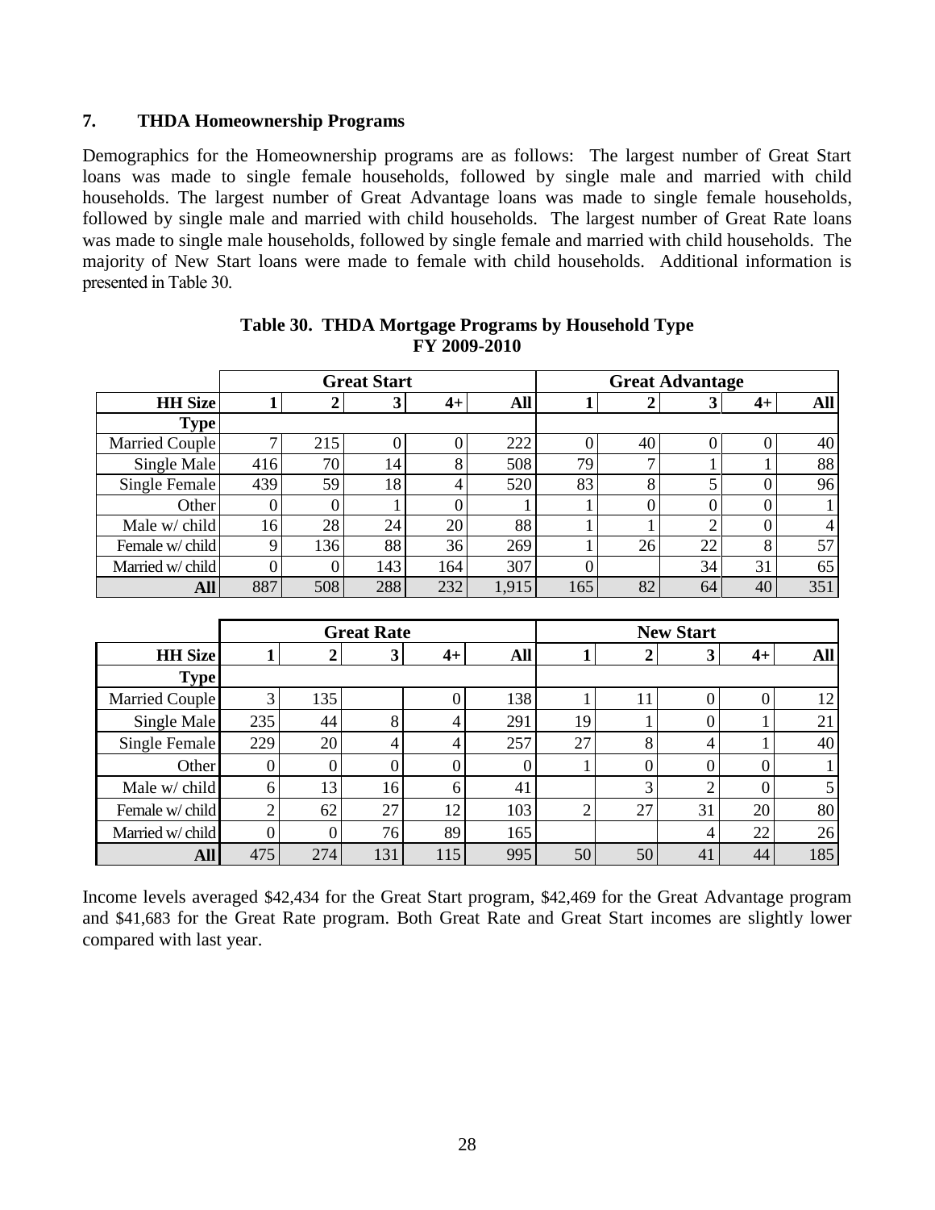## 7. THDA Homeownership Programs

Demographics for the Homeownership programs are as follows: The largest number of Great Start loans was made to single female households, followed by single male and married with child households. The largest number of Great Advantage loans was made to single female households, followed by single male and married with child households. The largest number of Great Rate loans was made to single male households, followed by single female and married with child households. The majority of New Start loans were made to female with child households. Additional information is presented in Table 30.

**Table 30. THDA Mortgage Programs by Household Type FY 2009-2010**

| | Great Start | | | | | Great Advantage | | | | |
|---|---|---|---|---|---|---|---|---|---|---|
| **HH Size** | **1** | **2** | **3** | **4+** | **All** | **1** | **2** | **3** | **4+** | **All** |
| **Type** | | | | | | | | | | |
| Married Couple | 7 | 215 | 0 | 0 | 222 | 0 | 40 | 0 | 0 | 40 |
| Single Male | 416 | 70 | 14 | 8 | 508 | 79 | 7 | 1 | 1 | 88 |
| Single Female | 439 | 59 | 18 | 4 | 520 | 83 | 8 | 5 | 0 | 96 |
| Other | 0 | 0 | 1 | 0 | 1 | 1 | 0 | 0 | 0 | 1 |
| Male w/ child | 16 | 28 | 24 | 20 | 88 | 1 | 1 | 2 | 0 | 4 |
| Female w/ child | 9 | 136 | 88 | 36 | 269 | 1 | 26 | 22 | 8 | 57 |
| Married w/ child | 0 | 0 | 143 | 164 | 307 | 0 | | 34 | 31 | 65 |
| **All** | 887 | 508 | 288 | 232 | 1,915 | 165 | 82 | 64 | 40 | 351 |

| | Great Rate | | | | | New Start | | | | |
|---|---|---|---|---|---|---|---|---|---|---|
| **HH Size** | **1** | **2** | **3** | **4+** | **All** | **1** | **2** | **3** | **4+** | **All** |
| **Type** | | | | | | | | | | |
| Married Couple | 3 | 135 | | 0 | 138 | 1 | 11 | 0 | 0 | 12 |
| Single Male | 235 | 44 | 8 | 4 | 291 | 19 | 1 | 0 | 1 | 21 |
| Single Female | 229 | 20 | 4 | 4 | 257 | 27 | 8 | 4 | 1 | 40 |
| Other | 0 | 0 | 0 | 0 | 0 | 1 | 0 | 0 | 0 | 1 |
| Male w/ child | 6 | 13 | 16 | 6 | 41 | | 3 | 2 | 0 | 5 |
| Female w/ child | 2 | 62 | 27 | 12 | 103 | 2 | 27 | 31 | 20 | 80 |
| Married w/ child | 0 | 0 | 76 | 89 | 165 | | | 4 | 22 | 26 |
| **All** | 475 | 274 | 131 | 115 | 995 | 50 | 50 | 41 | 44 | 185 |

Income levels averaged $42,434 for the Great Start program, $42,469 for the Great Advantage program and $41,683 for the Great Rate program. Both Great Rate and Great Start incomes are slightly lower compared with last year.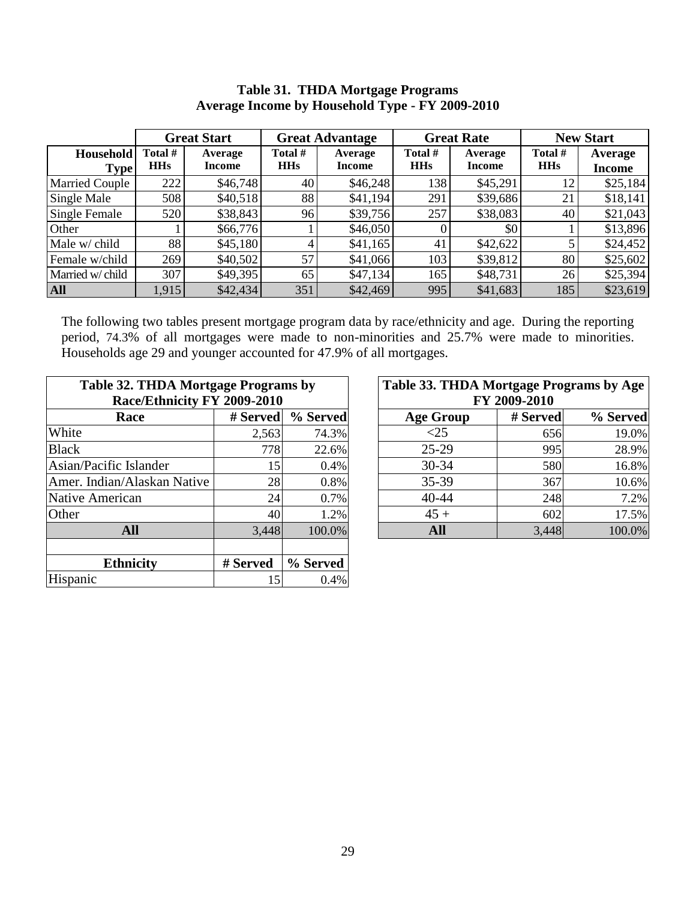**Table 31. THDA Mortgage Programs**
**Average Income by Household Type - FY 2009-2010**

| | Great Start | | Great Advantage | | Great Rate | | New Start | |
|---|---|---|---|---|---|---|---|---|
| Household Type | Total # HHs | Average Income | Total # HHs | Average Income | Total # HHs | Average Income | Total # HHs | Average Income |
| Married Couple | 222 | $46,748 | 40 | $46,248 | 138 | $45,291 | 12 | $25,184 |
| Single Male | 508 | $40,518 | 88 | $41,194 | 291 | $39,686 | 21 | $18,141 |
| Single Female | 520 | $38,843 | 96 | $39,756 | 257 | $38,083 | 40 | $21,043 |
| Other | 1 | $66,776 | 1 | $46,050 | 0 | $0 | 1 | $13,896 |
| Male w/ child | 88 | $45,180 | 4 | $41,165 | 41 | $42,622 | 5 | $24,452 |
| Female w/child | 269 | $40,502 | 57 | $41,066 | 103 | $39,812 | 80 | $25,602 |
| Married w/ child | 307 | $49,395 | 65 | $47,134 | 165 | $48,731 | 26 | $25,394 |
| **All** | 1,915 | $42,434 | 351 | $42,469 | 995 | $41,683 | 185 | $23,619 |

The following two tables present mortgage program data by race/ethnicity and age. During the reporting period, 74.3% of all mortgages were made to non-minorities and 25.7% were made to minorities. Households age 29 and younger accounted for 47.9% of all mortgages.

**Table 32. THDA Mortgage Programs by Race/Ethnicity FY 2009-2010**

| Race | # Served | % Served |
|---|---|---|
| White | 2,563 | 74.3% |
| Black | 778 | 22.6% |
| Asian/Pacific Islander | 15 | 0.4% |
| Amer. Indian/Alaskan Native | 28 | 0.8% |
| Native American | 24 | 0.7% |
| Other | 40 | 1.2% |
| **All** | 3,448 | 100.0% |
| | | |
| **Ethnicity** | **# Served** | **% Served** |
| Hispanic | 15 | 0.4% |

**Table 33. THDA Mortgage Programs by Age FY 2009-2010**

| Age Group | # Served | % Served |
|---|---|---|
| <25 | 656 | 19.0% |
| 25-29 | 995 | 28.9% |
| 30-34 | 580 | 16.8% |
| 35-39 | 367 | 10.6% |
| 40-44 | 248 | 7.2% |
| 45 + | 602 | 17.5% |
| **All** | 3,448 | 100.0% |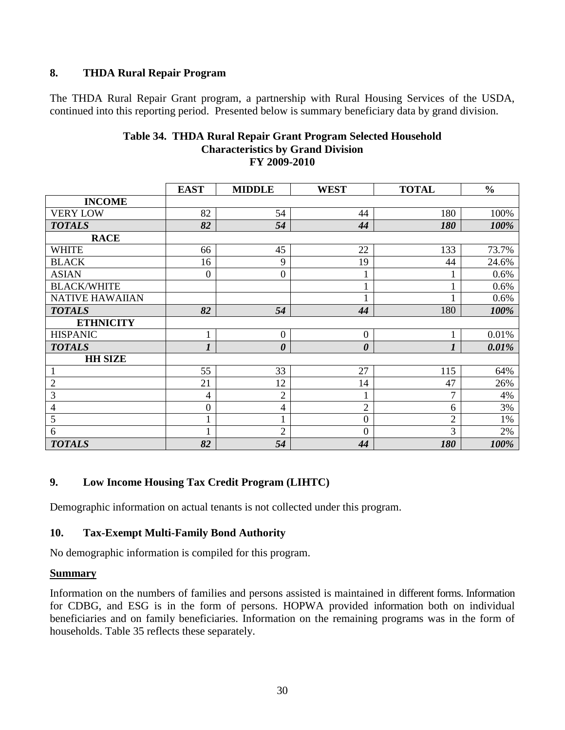### 8. THDA Rural Repair Program

The THDA Rural Repair Grant program, a partnership with Rural Housing Services of the USDA, continued into this reporting period. Presented below is summary beneficiary data by grand division.

**Table 34. THDA Rural Repair Grant Program Selected Household Characteristics by Grand Division FY 2009-2010**

| | EAST | MIDDLE | WEST | TOTAL | % |
|---|---|---|---|---|---|
| **INCOME** | | | | | |
| VERY LOW | 82 | 54 | 44 | 180 | 100% |
| ***TOTALS*** | ***82*** | ***54*** | ***44*** | ***180*** | ***100%*** |
| **RACE** | | | | | |
| WHITE | 66 | 45 | 22 | 133 | 73.7% |
| BLACK | 16 | 9 | 19 | 44 | 24.6% |
| ASIAN | 0 | 0 | 1 | 1 | 0.6% |
| BLACK/WHITE | | | 1 | 1 | 0.6% |
| NATIVE HAWAIIAN | | | 1 | 1 | 0.6% |
| ***TOTALS*** | ***82*** | ***54*** | ***44*** | 180 | ***100%*** |
| **ETHNICITY** | | | | | |
| HISPANIC | 1 | 0 | 0 | 1 | 0.01% |
| ***TOTALS*** | ***1*** | ***0*** | ***0*** | ***1*** | ***0.01%*** |
| **HH SIZE** | | | | | |
| 1 | 55 | 33 | 27 | 115 | 64% |
| 2 | 21 | 12 | 14 | 47 | 26% |
| 3 | 4 | 2 | 1 | 7 | 4% |
| 4 | 0 | 4 | 2 | 6 | 3% |
| 5 | 1 | 1 | 0 | 2 | 1% |
| 6 | 1 | 2 | 0 | 3 | 2% |
| ***TOTALS*** | ***82*** | ***54*** | ***44*** | ***180*** | ***100%*** |

### 9. Low Income Housing Tax Credit Program (LIHTC)

Demographic information on actual tenants is not collected under this program.

### 10. Tax-Exempt Multi-Family Bond Authority

No demographic information is compiled for this program.

**Summary**

Information on the numbers of families and persons assisted is maintained in different forms. Information for CDBG, and ESG is in the form of persons. HOPWA provided information both on individual beneficiaries and on family beneficiaries. Information on the remaining programs was in the form of households. Table 35 reflects these separately.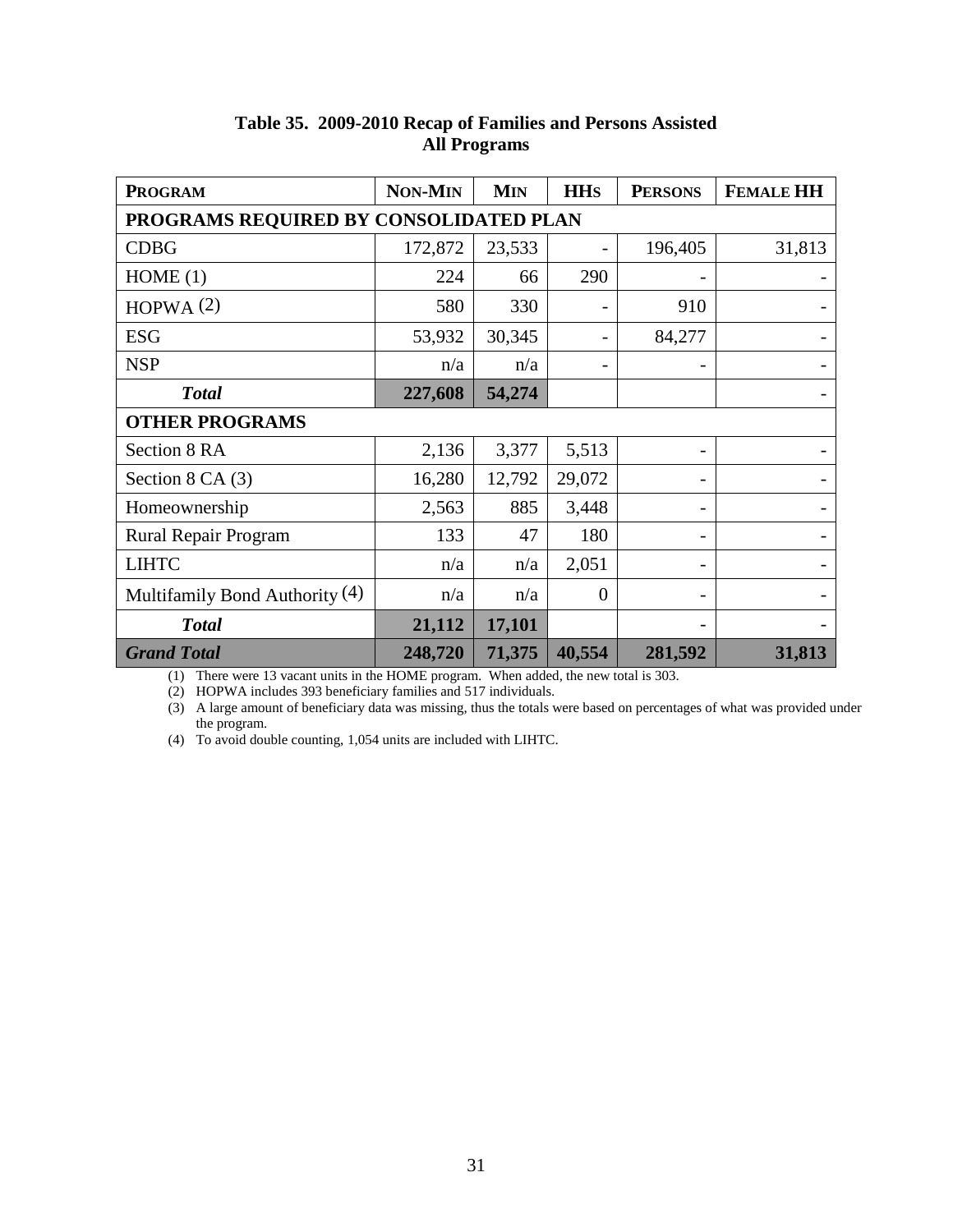**Table 35. 2009-2010 Recap of Families and Persons Assisted**
**All Programs**

| PROGRAM | NON-MIN | MIN | HHS | PERSONS | FEMALE HH |
|---|---|---|---|---|---|
| **PROGRAMS REQUIRED BY CONSOLIDATED PLAN** | | | | | |
| CDBG | 172,872 | 23,533 | - | 196,405 | 31,813 |
| HOME (1) | 224 | 66 | 290 | - | - |
| HOPWA (2) | 580 | 330 | - | 910 | - |
| ESG | 53,932 | 30,345 | - | 84,277 | - |
| NSP | n/a | n/a | - | - | - |
| ***Total*** | **227,608** | **54,274** | | | - |
| **OTHER PROGRAMS** | | | | | |
| Section 8 RA | 2,136 | 3,377 | 5,513 | - | - |
| Section 8 CA (3) | 16,280 | 12,792 | 29,072 | - | - |
| Homeownership | 2,563 | 885 | 3,448 | - | - |
| Rural Repair Program | 133 | 47 | 180 | - | - |
| LIHTC | n/a | n/a | 2,051 | - | - |
| Multifamily Bond Authority (4) | n/a | n/a | 0 | - | - |
| ***Total*** | **21,112** | **17,101** | | - | - |
| ***Grand Total*** | **248,720** | **71,375** | **40,554** | **281,592** | **31,813** |

(1) There were 13 vacant units in the HOME program. When added, the new total is 303.
(2) HOPWA includes 393 beneficiary families and 517 individuals.
(3) A large amount of beneficiary data was missing, thus the totals were based on percentages of what was provided under the program.
(4) To avoid double counting, 1,054 units are included with LIHTC.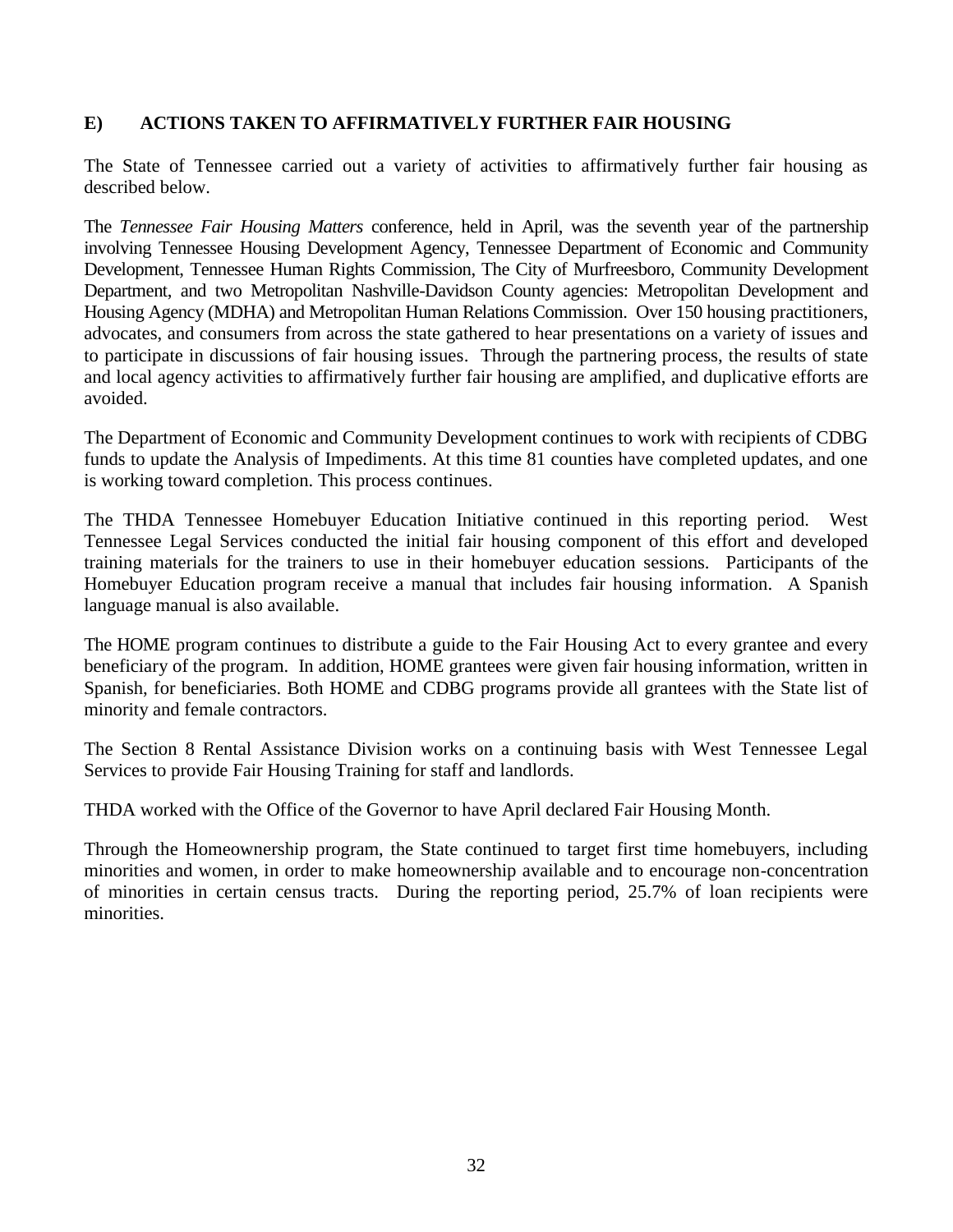## E) ACTIONS TAKEN TO AFFIRMATIVELY FURTHER FAIR HOUSING

The State of Tennessee carried out a variety of activities to affirmatively further fair housing as described below.

The *Tennessee Fair Housing Matters* conference, held in April, was the seventh year of the partnership involving Tennessee Housing Development Agency, Tennessee Department of Economic and Community Development, Tennessee Human Rights Commission, The City of Murfreesboro, Community Development Department, and two Metropolitan Nashville-Davidson County agencies: Metropolitan Development and Housing Agency (MDHA) and Metropolitan Human Relations Commission. Over 150 housing practitioners, advocates, and consumers from across the state gathered to hear presentations on a variety of issues and to participate in discussions of fair housing issues. Through the partnering process, the results of state and local agency activities to affirmatively further fair housing are amplified, and duplicative efforts are avoided.

The Department of Economic and Community Development continues to work with recipients of CDBG funds to update the Analysis of Impediments. At this time 81 counties have completed updates, and one is working toward completion. This process continues.

The THDA Tennessee Homebuyer Education Initiative continued in this reporting period. West Tennessee Legal Services conducted the initial fair housing component of this effort and developed training materials for the trainers to use in their homebuyer education sessions. Participants of the Homebuyer Education program receive a manual that includes fair housing information. A Spanish language manual is also available.

The HOME program continues to distribute a guide to the Fair Housing Act to every grantee and every beneficiary of the program. In addition, HOME grantees were given fair housing information, written in Spanish, for beneficiaries. Both HOME and CDBG programs provide all grantees with the State list of minority and female contractors.

The Section 8 Rental Assistance Division works on a continuing basis with West Tennessee Legal Services to provide Fair Housing Training for staff and landlords.

THDA worked with the Office of the Governor to have April declared Fair Housing Month.

Through the Homeownership program, the State continued to target first time homebuyers, including minorities and women, in order to make homeownership available and to encourage non-concentration of minorities in certain census tracts. During the reporting period, 25.7% of loan recipients were minorities.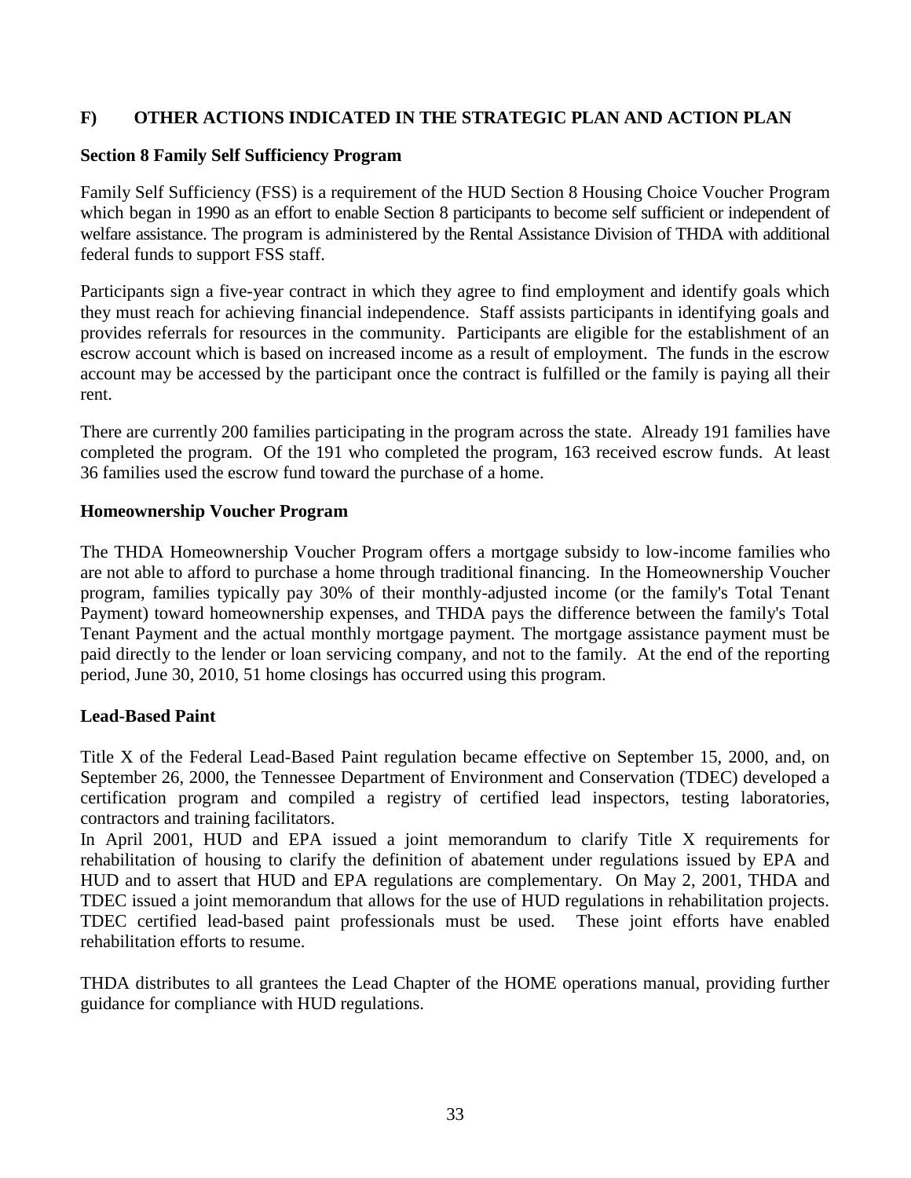## F) OTHER ACTIONS INDICATED IN THE STRATEGIC PLAN AND ACTION PLAN

### Section 8 Family Self Sufficiency Program

Family Self Sufficiency (FSS) is a requirement of the HUD Section 8 Housing Choice Voucher Program which began in 1990 as an effort to enable Section 8 participants to become self sufficient or independent of welfare assistance. The program is administered by the Rental Assistance Division of THDA with additional federal funds to support FSS staff.

Participants sign a five-year contract in which they agree to find employment and identify goals which they must reach for achieving financial independence. Staff assists participants in identifying goals and provides referrals for resources in the community. Participants are eligible for the establishment of an escrow account which is based on increased income as a result of employment. The funds in the escrow account may be accessed by the participant once the contract is fulfilled or the family is paying all their rent.

There are currently 200 families participating in the program across the state. Already 191 families have completed the program. Of the 191 who completed the program, 163 received escrow funds. At least 36 families used the escrow fund toward the purchase of a home.

### Homeownership Voucher Program

The THDA Homeownership Voucher Program offers a mortgage subsidy to low-income families who are not able to afford to purchase a home through traditional financing. In the Homeownership Voucher program, families typically pay 30% of their monthly-adjusted income (or the family's Total Tenant Payment) toward homeownership expenses, and THDA pays the difference between the family's Total Tenant Payment and the actual monthly mortgage payment. The mortgage assistance payment must be paid directly to the lender or loan servicing company, and not to the family. At the end of the reporting period, June 30, 2010, 51 home closings has occurred using this program.

### Lead-Based Paint

Title X of the Federal Lead-Based Paint regulation became effective on September 15, 2000, and, on September 26, 2000, the Tennessee Department of Environment and Conservation (TDEC) developed a certification program and compiled a registry of certified lead inspectors, testing laboratories, contractors and training facilitators.

In April 2001, HUD and EPA issued a joint memorandum to clarify Title X requirements for rehabilitation of housing to clarify the definition of abatement under regulations issued by EPA and HUD and to assert that HUD and EPA regulations are complementary. On May 2, 2001, THDA and TDEC issued a joint memorandum that allows for the use of HUD regulations in rehabilitation projects. TDEC certified lead-based paint professionals must be used. These joint efforts have enabled rehabilitation efforts to resume.

THDA distributes to all grantees the Lead Chapter of the HOME operations manual, providing further guidance for compliance with HUD regulations.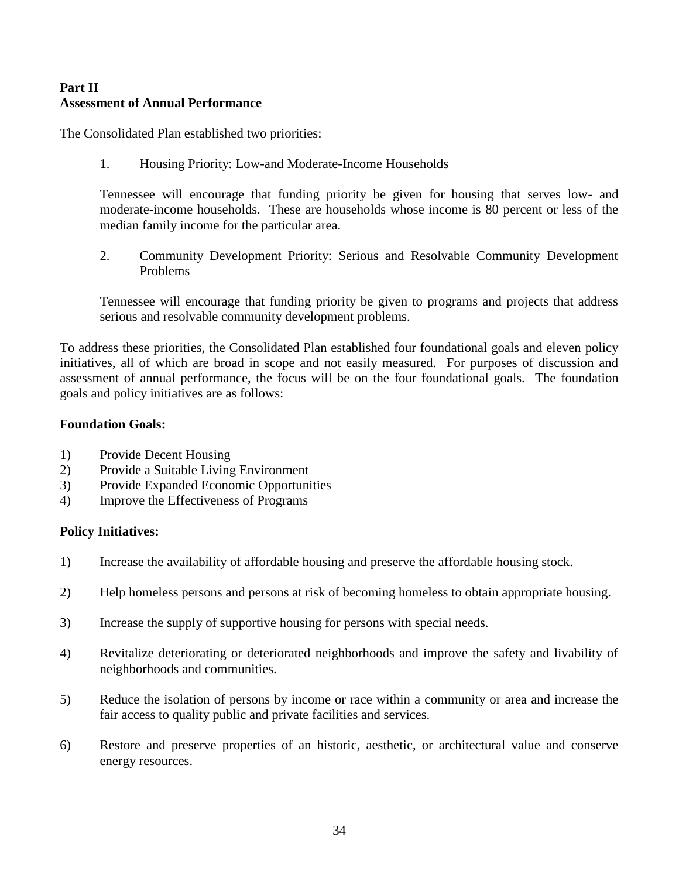**Part II**
**Assessment of Annual Performance**

The Consolidated Plan established two priorities:

1. Housing Priority: Low-and Moderate-Income Households

   Tennessee will encourage that funding priority be given for housing that serves low- and moderate-income households. These are households whose income is 80 percent or less of the median family income for the particular area.

2. Community Development Priority: Serious and Resolvable Community Development Problems

   Tennessee will encourage that funding priority be given to programs and projects that address serious and resolvable community development problems.

To address these priorities, the Consolidated Plan established four foundational goals and eleven policy initiatives, all of which are broad in scope and not easily measured. For purposes of discussion and assessment of annual performance, the focus will be on the four foundational goals. The foundation goals and policy initiatives are as follows:

**Foundation Goals:**

1) Provide Decent Housing
2) Provide a Suitable Living Environment
3) Provide Expanded Economic Opportunities
4) Improve the Effectiveness of Programs

**Policy Initiatives:**

1) Increase the availability of affordable housing and preserve the affordable housing stock.

2) Help homeless persons and persons at risk of becoming homeless to obtain appropriate housing.

3) Increase the supply of supportive housing for persons with special needs.

4) Revitalize deteriorating or deteriorated neighborhoods and improve the safety and livability of neighborhoods and communities.

5) Reduce the isolation of persons by income or race within a community or area and increase the fair access to quality public and private facilities and services.

6) Restore and preserve properties of an historic, aesthetic, or architectural value and conserve energy resources.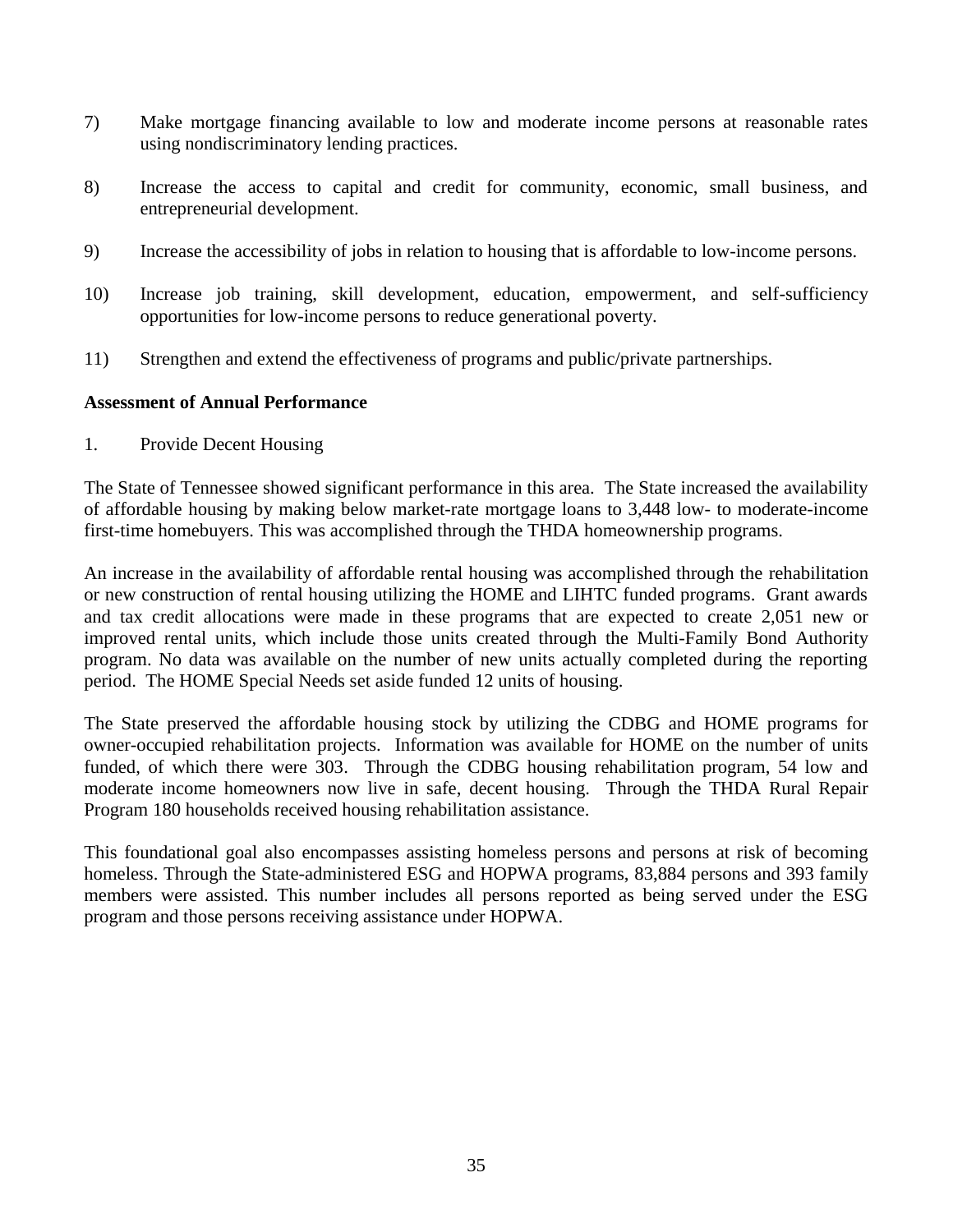7) Make mortgage financing available to low and moderate income persons at reasonable rates using nondiscriminatory lending practices.

8) Increase the access to capital and credit for community, economic, small business, and entrepreneurial development.

9) Increase the accessibility of jobs in relation to housing that is affordable to low-income persons.

10) Increase job training, skill development, education, empowerment, and self-sufficiency opportunities for low-income persons to reduce generational poverty.

11) Strengthen and extend the effectiveness of programs and public/private partnerships.

**Assessment of Annual Performance**

1. Provide Decent Housing

The State of Tennessee showed significant performance in this area. The State increased the availability of affordable housing by making below market-rate mortgage loans to 3,448 low- to moderate-income first-time homebuyers. This was accomplished through the THDA homeownership programs.

An increase in the availability of affordable rental housing was accomplished through the rehabilitation or new construction of rental housing utilizing the HOME and LIHTC funded programs. Grant awards and tax credit allocations were made in these programs that are expected to create 2,051 new or improved rental units, which include those units created through the Multi-Family Bond Authority program. No data was available on the number of new units actually completed during the reporting period. The HOME Special Needs set aside funded 12 units of housing.

The State preserved the affordable housing stock by utilizing the CDBG and HOME programs for owner-occupied rehabilitation projects. Information was available for HOME on the number of units funded, of which there were 303. Through the CDBG housing rehabilitation program, 54 low and moderate income homeowners now live in safe, decent housing. Through the THDA Rural Repair Program 180 households received housing rehabilitation assistance.

This foundational goal also encompasses assisting homeless persons and persons at risk of becoming homeless. Through the State-administered ESG and HOPWA programs, 83,884 persons and 393 family members were assisted. This number includes all persons reported as being served under the ESG program and those persons receiving assistance under HOPWA.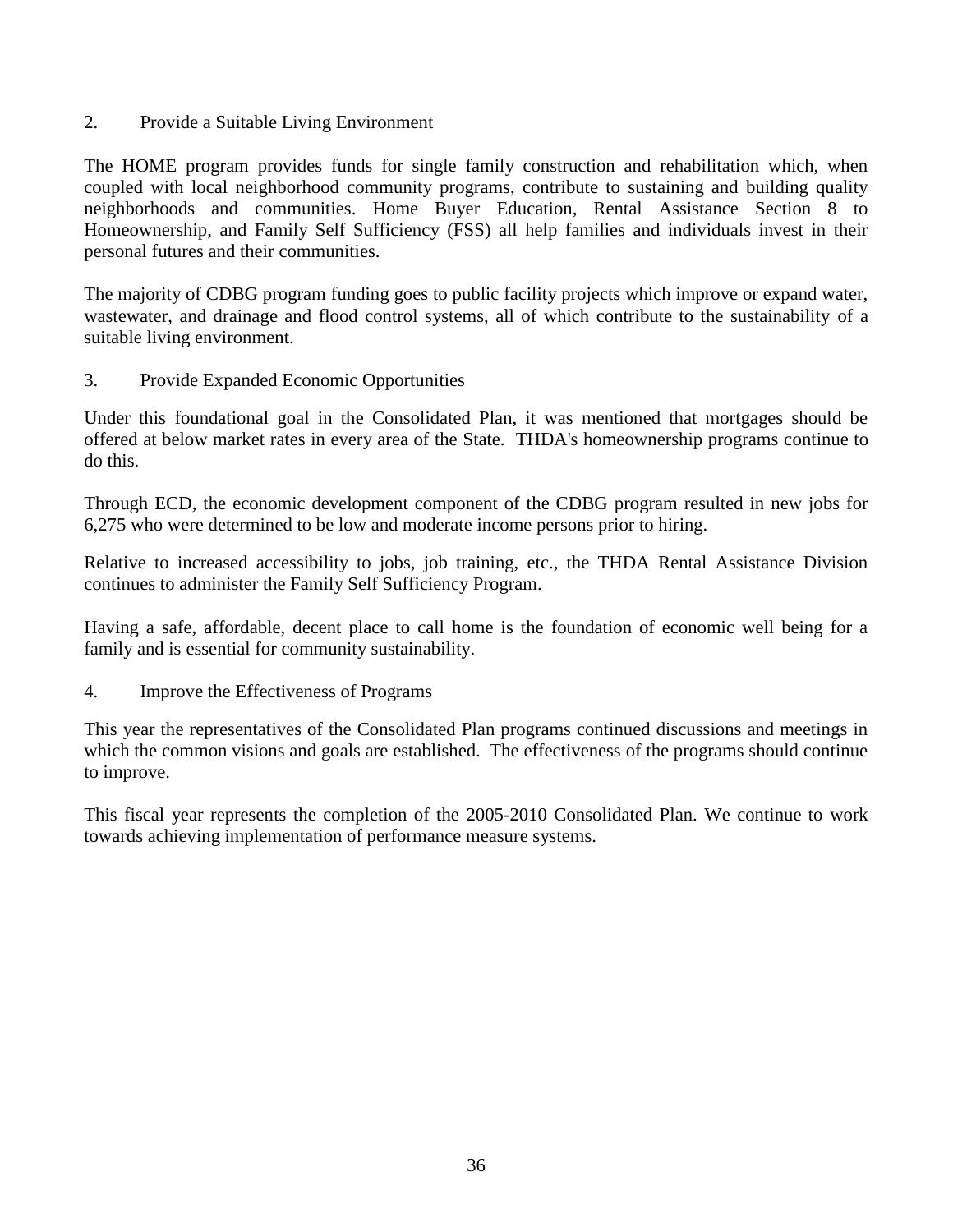2. Provide a Suitable Living Environment

The HOME program provides funds for single family construction and rehabilitation which, when coupled with local neighborhood community programs, contribute to sustaining and building quality neighborhoods and communities. Home Buyer Education, Rental Assistance Section 8 to Homeownership, and Family Self Sufficiency (FSS) all help families and individuals invest in their personal futures and their communities.

The majority of CDBG program funding goes to public facility projects which improve or expand water, wastewater, and drainage and flood control systems, all of which contribute to the sustainability of a suitable living environment.

3. Provide Expanded Economic Opportunities

Under this foundational goal in the Consolidated Plan, it was mentioned that mortgages should be offered at below market rates in every area of the State. THDA's homeownership programs continue to do this.

Through ECD, the economic development component of the CDBG program resulted in new jobs for 6,275 who were determined to be low and moderate income persons prior to hiring.

Relative to increased accessibility to jobs, job training, etc., the THDA Rental Assistance Division continues to administer the Family Self Sufficiency Program.

Having a safe, affordable, decent place to call home is the foundation of economic well being for a family and is essential for community sustainability.

4. Improve the Effectiveness of Programs

This year the representatives of the Consolidated Plan programs continued discussions and meetings in which the common visions and goals are established. The effectiveness of the programs should continue to improve.

This fiscal year represents the completion of the 2005-2010 Consolidated Plan. We continue to work towards achieving implementation of performance measure systems.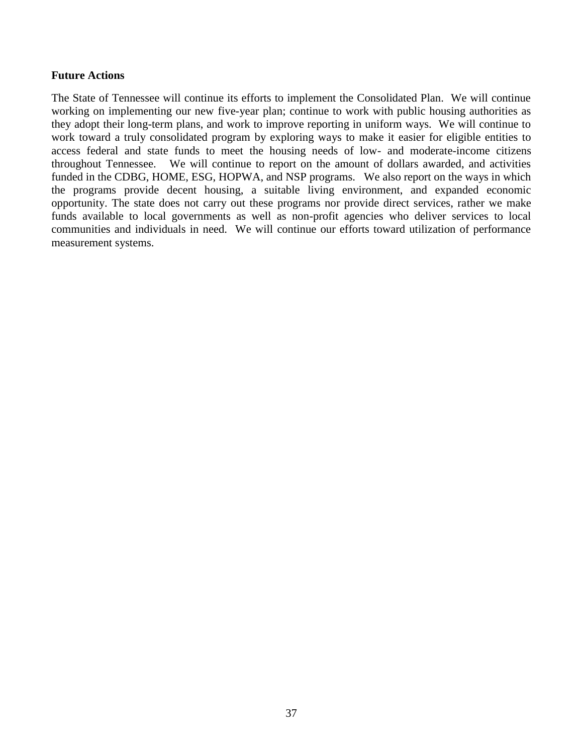**Future Actions**

The State of Tennessee will continue its efforts to implement the Consolidated Plan. We will continue working on implementing our new five-year plan; continue to work with public housing authorities as they adopt their long-term plans, and work to improve reporting in uniform ways. We will continue to work toward a truly consolidated program by exploring ways to make it easier for eligible entities to access federal and state funds to meet the housing needs of low- and moderate-income citizens throughout Tennessee. We will continue to report on the amount of dollars awarded, and activities funded in the CDBG, HOME, ESG, HOPWA, and NSP programs. We also report on the ways in which the programs provide decent housing, a suitable living environment, and expanded economic opportunity. The state does not carry out these programs nor provide direct services, rather we make funds available to local governments as well as non-profit agencies who deliver services to local communities and individuals in need. We will continue our efforts toward utilization of performance measurement systems.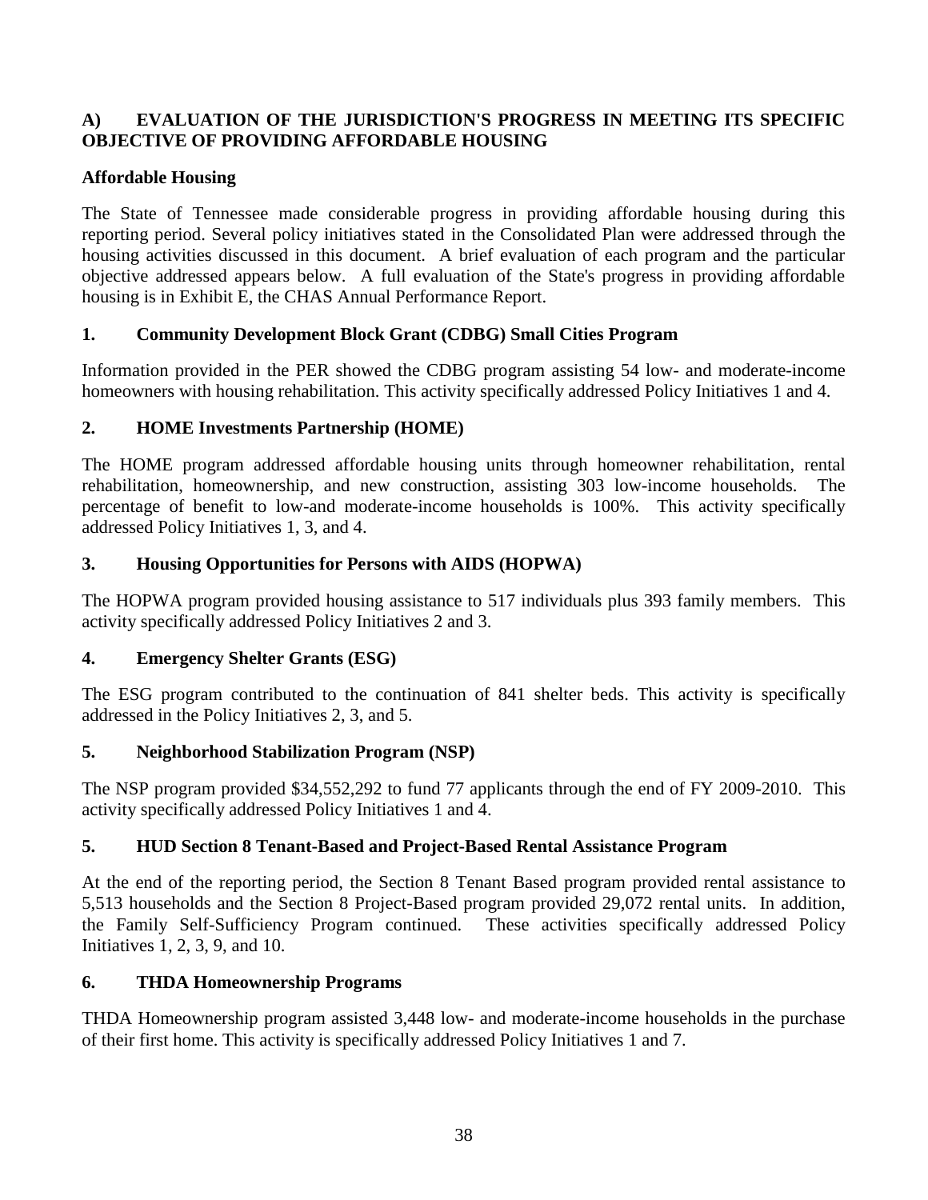## A) EVALUATION OF THE JURISDICTION'S PROGRESS IN MEETING ITS SPECIFIC OBJECTIVE OF PROVIDING AFFORDABLE HOUSING

### Affordable Housing

The State of Tennessee made considerable progress in providing affordable housing during this reporting period. Several policy initiatives stated in the Consolidated Plan were addressed through the housing activities discussed in this document. A brief evaluation of each program and the particular objective addressed appears below. A full evaluation of the State's progress in providing affordable housing is in Exhibit E, the CHAS Annual Performance Report.

### 1. Community Development Block Grant (CDBG) Small Cities Program

Information provided in the PER showed the CDBG program assisting 54 low- and moderate-income homeowners with housing rehabilitation. This activity specifically addressed Policy Initiatives 1 and 4.

### 2. HOME Investments Partnership (HOME)

The HOME program addressed affordable housing units through homeowner rehabilitation, rental rehabilitation, homeownership, and new construction, assisting 303 low-income households. The percentage of benefit to low-and moderate-income households is 100%. This activity specifically addressed Policy Initiatives 1, 3, and 4.

### 3. Housing Opportunities for Persons with AIDS (HOPWA)

The HOPWA program provided housing assistance to 517 individuals plus 393 family members. This activity specifically addressed Policy Initiatives 2 and 3.

### 4. Emergency Shelter Grants (ESG)

The ESG program contributed to the continuation of 841 shelter beds. This activity is specifically addressed in the Policy Initiatives 2, 3, and 5.

### 5. Neighborhood Stabilization Program (NSP)

The NSP program provided $34,552,292 to fund 77 applicants through the end of FY 2009-2010. This activity specifically addressed Policy Initiatives 1 and 4.

### 5. HUD Section 8 Tenant-Based and Project-Based Rental Assistance Program

At the end of the reporting period, the Section 8 Tenant Based program provided rental assistance to 5,513 households and the Section 8 Project-Based program provided 29,072 rental units. In addition, the Family Self-Sufficiency Program continued. These activities specifically addressed Policy Initiatives 1, 2, 3, 9, and 10.

### 6. THDA Homeownership Programs

THDA Homeownership program assisted 3,448 low- and moderate-income households in the purchase of their first home. This activity is specifically addressed Policy Initiatives 1 and 7.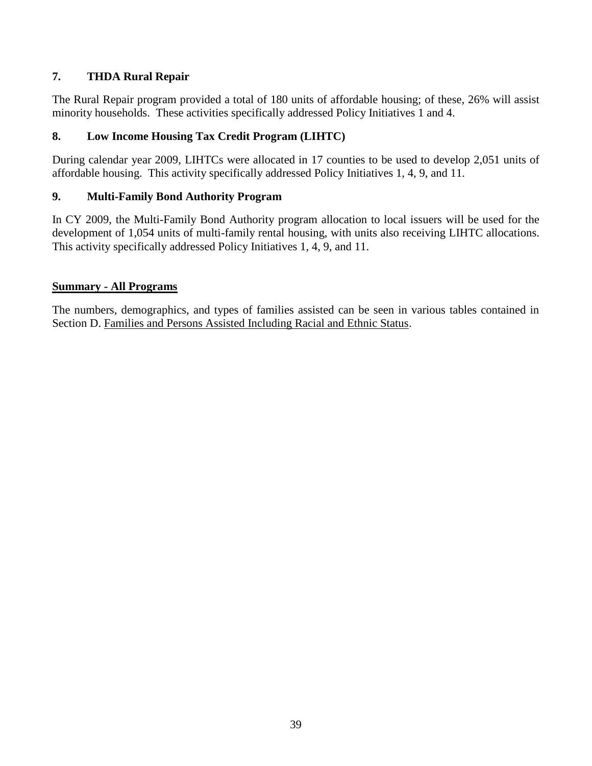### 7. THDA Rural Repair

The Rural Repair program provided a total of 180 units of affordable housing; of these, 26% will assist minority households. These activities specifically addressed Policy Initiatives 1 and 4.

### 8. Low Income Housing Tax Credit Program (LIHTC)

During calendar year 2009, LIHTCs were allocated in 17 counties to be used to develop 2,051 units of affordable housing. This activity specifically addressed Policy Initiatives 1, 4, 9, and 11.

### 9. Multi-Family Bond Authority Program

In CY 2009, the Multi-Family Bond Authority program allocation to local issuers will be used for the development of 1,054 units of multi-family rental housing, with units also receiving LIHTC allocations. This activity specifically addressed Policy Initiatives 1, 4, 9, and 11.

**Summary - All Programs**

The numbers, demographics, and types of families assisted can be seen in various tables contained in Section D. Families and Persons Assisted Including Racial and Ethnic Status.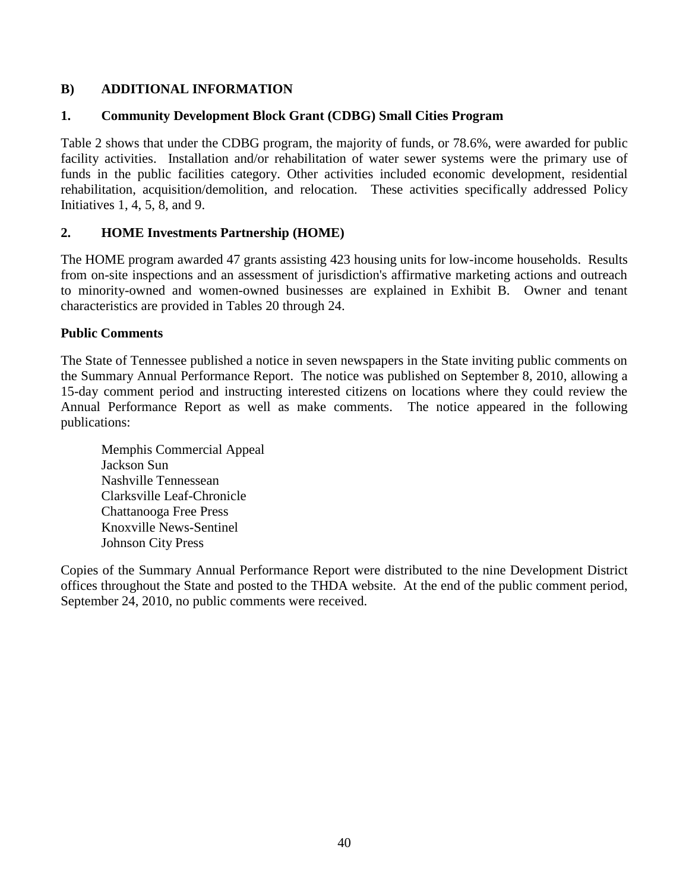## B) ADDITIONAL INFORMATION

### 1. Community Development Block Grant (CDBG) Small Cities Program

Table 2 shows that under the CDBG program, the majority of funds, or 78.6%, were awarded for public facility activities. Installation and/or rehabilitation of water sewer systems were the primary use of funds in the public facilities category. Other activities included economic development, residential rehabilitation, acquisition/demolition, and relocation. These activities specifically addressed Policy Initiatives 1, 4, 5, 8, and 9.

### 2. HOME Investments Partnership (HOME)

The HOME program awarded 47 grants assisting 423 housing units for low-income households. Results from on-site inspections and an assessment of jurisdiction's affirmative marketing actions and outreach to minority-owned and women-owned businesses are explained in Exhibit B. Owner and tenant characteristics are provided in Tables 20 through 24.

### Public Comments

The State of Tennessee published a notice in seven newspapers in the State inviting public comments on the Summary Annual Performance Report. The notice was published on September 8, 2010, allowing a 15-day comment period and instructing interested citizens on locations where they could review the Annual Performance Report as well as make comments. The notice appeared in the following publications:

Memphis Commercial Appeal
Jackson Sun
Nashville Tennessean
Clarksville Leaf-Chronicle
Chattanooga Free Press
Knoxville News-Sentinel
Johnson City Press

Copies of the Summary Annual Performance Report were distributed to the nine Development District offices throughout the State and posted to the THDA website. At the end of the public comment period, September 24, 2010, no public comments were received.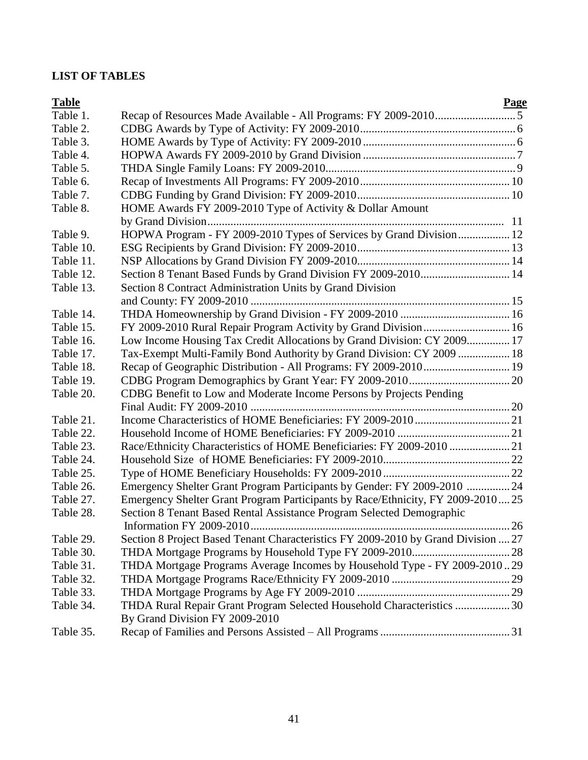**LIST OF TABLES**

| Table | | Page |
|---|---|---|
| Table 1. | Recap of Resources Made Available - All Programs: FY 2009-2010 | 5 |
| Table 2. | CDBG Awards by Type of Activity: FY 2009-2010 | 6 |
| Table 3. | HOME Awards by Type of Activity: FY 2009-2010 | 6 |
| Table 4. | HOPWA Awards FY 2009-2010 by Grand Division | 7 |
| Table 5. | THDA Single Family Loans: FY 2009-2010 | 9 |
| Table 6. | Recap of Investments All Programs: FY 2009-2010 | 10 |
| Table 7. | CDBG Funding by Grand Division: FY 2009-2010 | 10 |
| Table 8. | HOME Awards FY 2009-2010 Type of Activity & Dollar Amount by Grand Division | 11 |
| Table 9. | HOPWA Program - FY 2009-2010 Types of Services by Grand Division | 12 |
| Table 10. | ESG Recipients by Grand Division: FY 2009-2010 | 13 |
| Table 11. | NSP Allocations by Grand Division FY 2009-2010 | 14 |
| Table 12. | Section 8 Tenant Based Funds by Grand Division FY 2009-2010 | 14 |
| Table 13. | Section 8 Contract Administration Units by Grand Division and County: FY 2009-2010 | 15 |
| Table 14. | THDA Homeownership by Grand Division - FY 2009-2010 | 16 |
| Table 15. | FY 2009-2010 Rural Repair Program Activity by Grand Division | 16 |
| Table 16. | Low Income Housing Tax Credit Allocations by Grand Division: CY 2009 | 17 |
| Table 17. | Tax-Exempt Multi-Family Bond Authority by Grand Division: CY 2009 | 18 |
| Table 18. | Recap of Geographic Distribution - All Programs: FY 2009-2010 | 19 |
| Table 19. | CDBG Program Demographics by Grant Year: FY 2009-2010 | 20 |
| Table 20. | CDBG Benefit to Low and Moderate Income Persons by Projects Pending Final Audit: FY 2009-2010 | 20 |
| Table 21. | Income Characteristics of HOME Beneficiaries: FY 2009-2010 | 21 |
| Table 22. | Household Income of HOME Beneficiaries: FY 2009-2010 | 21 |
| Table 23. | Race/Ethnicity Characteristics of HOME Beneficiaries: FY 2009-2010 | 21 |
| Table 24. | Household Size of HOME Beneficiaries: FY 2009-2010 | 22 |
| Table 25. | Type of HOME Beneficiary Households: FY 2009-2010 | 22 |
| Table 26. | Emergency Shelter Grant Program Participants by Gender: FY 2009-2010 | 24 |
| Table 27. | Emergency Shelter Grant Program Participants by Race/Ethnicity, FY 2009-2010 | 25 |
| Table 28. | Section 8 Tenant Based Rental Assistance Program Selected Demographic Information FY 2009-2010 | 26 |
| Table 29. | Section 8 Project Based Tenant Characteristics FY 2009-2010 by Grand Division | 27 |
| Table 30. | THDA Mortgage Programs by Household Type FY 2009-2010 | 28 |
| Table 31. | THDA Mortgage Programs Average Incomes by Household Type - FY 2009-2010 | 29 |
| Table 32. | THDA Mortgage Programs Race/Ethnicity FY 2009-2010 | 29 |
| Table 33. | THDA Mortgage Programs by Age FY 2009-2010 | 29 |
| Table 34. | THDA Rural Repair Grant Program Selected Household Characteristics By Grand Division FY 2009-2010 | 30 |
| Table 35. | Recap of Families and Persons Assisted – All Programs | 31 |